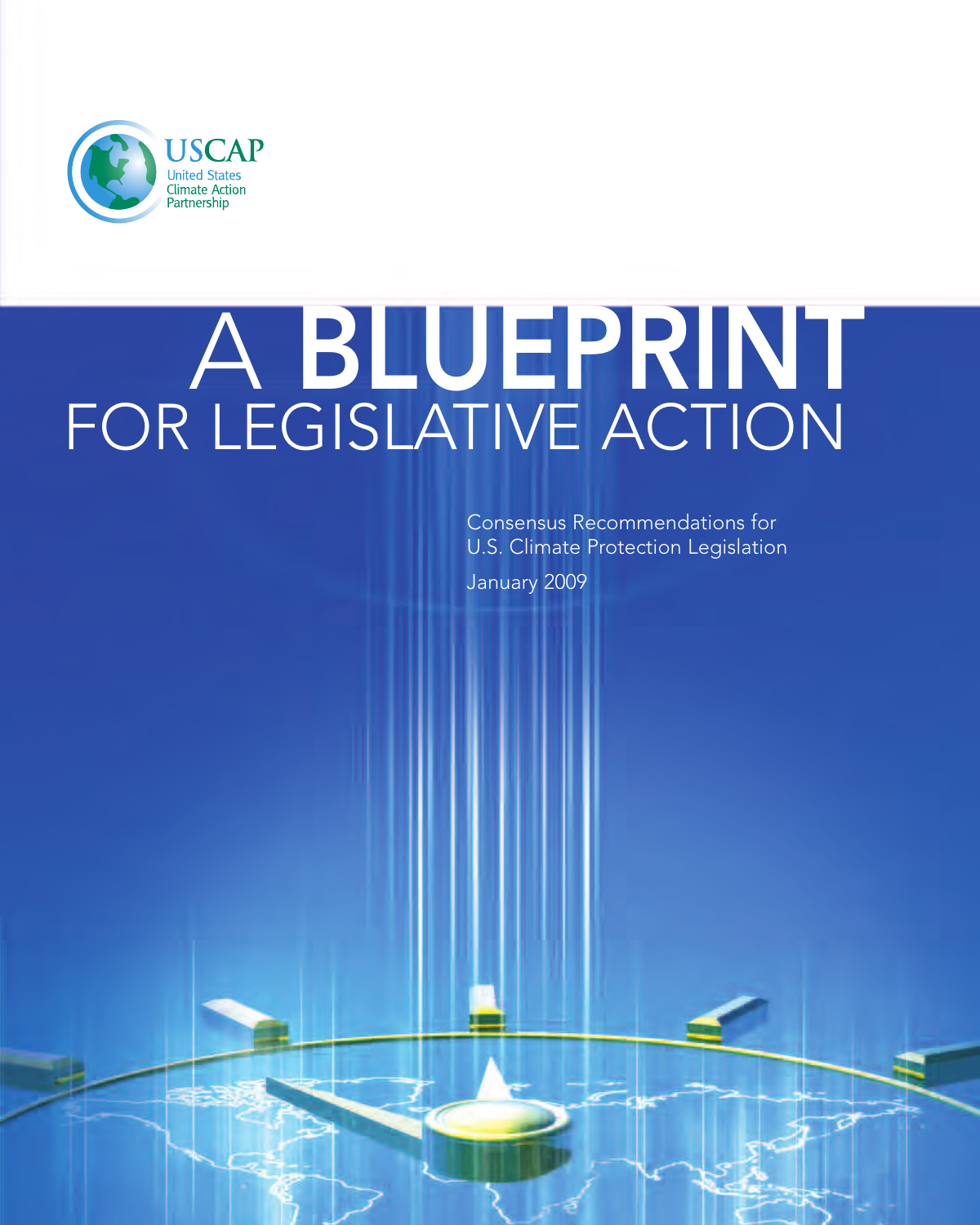USCAP

United States
Climate Action
Partnership

# A BLUEPRINT FOR LEGISLATIVE ACTION

Consensus Recommendations for
U.S. Climate Protection Legislation

January 2009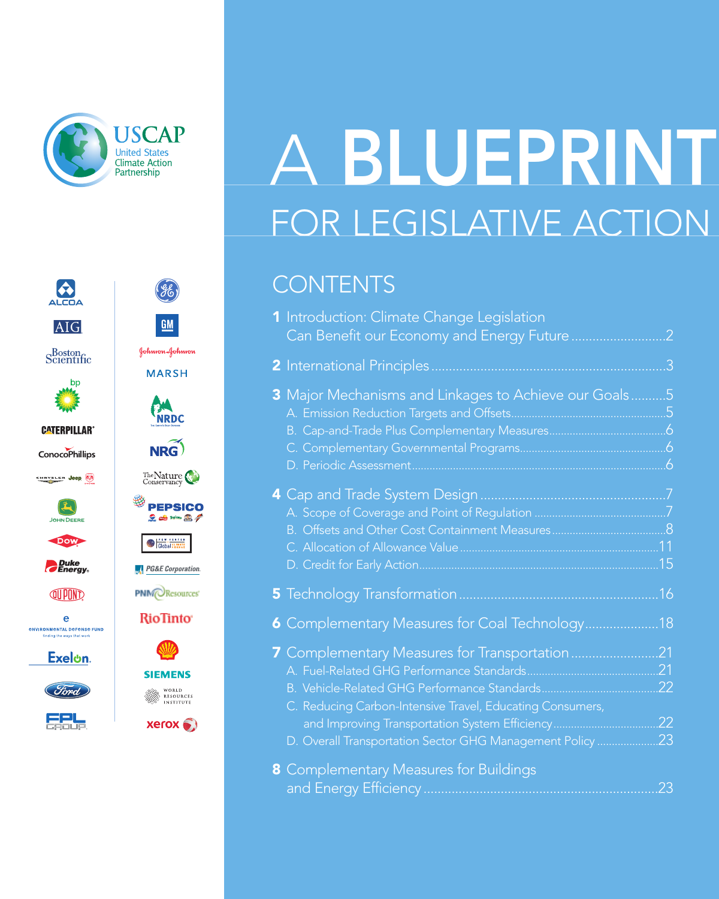USCAP
United States Climate Action Partnership

ALCOA
AIG
Boston Scientific
bp
CATERPILLAR
ConocoPhillips
Chrysler Jeep Dodge
John Deere
Dow
Duke Energy
DuPont
Environmental Defense Fund — finding the ways that work
Exelon
Ford
FPL Group
GE
GM
Johnson & Johnson
MARSH
NRDC
NRG
The Nature Conservancy
PEPSICO
Pew Center on Global Climate Change
PG&E Corporation
PNM Resources
RioTinto
Shell
SIEMENS
World Resources Institute
xerox

# A BLUEPRINT FOR LEGISLATIVE ACTION

## CONTENTS

**1** Introduction: Climate Change Legislation Can Benefit our Economy and Energy Future .......... 2

**2** International Principles .......... 3

**3** Major Mechanisms and Linkages to Achieve our Goals .......... 5
- A. Emission Reduction Targets and Offsets .......... 5
- B. Cap-and-Trade Plus Complementary Measures .......... 6
- C. Complementary Governmental Programs .......... 6
- D. Periodic Assessment .......... 6

**4** Cap and Trade System Design .......... 7
- A. Scope of Coverage and Point of Regulation .......... 7
- B. Offsets and Other Cost Containment Measures .......... 8
- C. Allocation of Allowance Value .......... 11
- D. Credit for Early Action .......... 15

**5** Technology Transformation .......... 16

**6** Complementary Measures for Coal Technology .......... 18

**7** Complementary Measures for Transportation .......... 21
- A. Fuel-Related GHG Performance Standards .......... 21
- B. Vehicle-Related GHG Performance Standards .......... 22
- C. Reducing Carbon-Intensive Travel, Educating Consumers, and Improving Transportation System Efficiency .......... 22
- D. Overall Transportation Sector GHG Management Policy .......... 23

**8** Complementary Measures for Buildings and Energy Efficiency .......... 23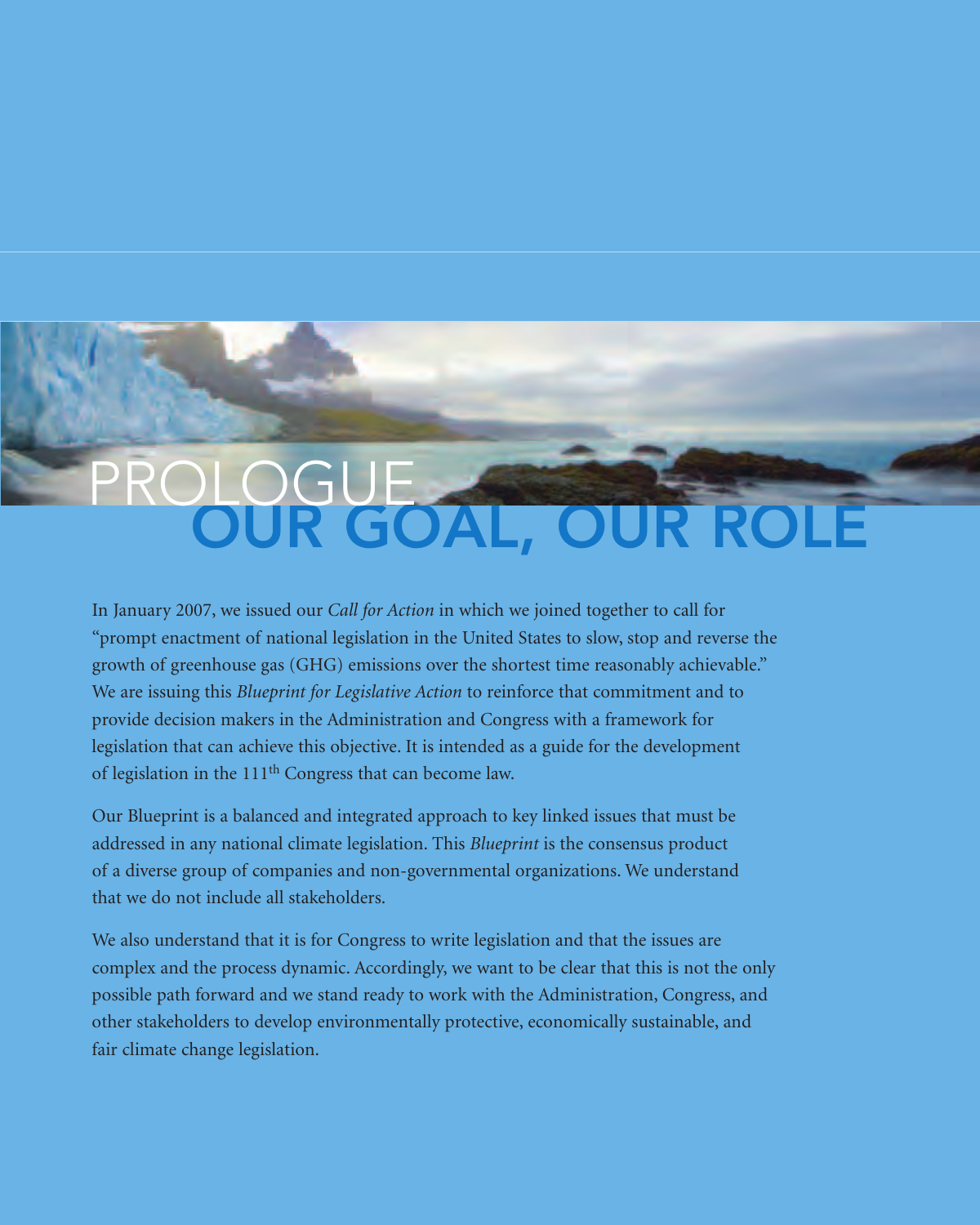# PROLOGUE

# OUR GOAL, OUR ROLE

In January 2007, we issued our *Call for Action* in which we joined together to call for "prompt enactment of national legislation in the United States to slow, stop and reverse the growth of greenhouse gas (GHG) emissions over the shortest time reasonably achievable." We are issuing this *Blueprint for Legislative Action* to reinforce that commitment and to provide decision makers in the Administration and Congress with a framework for legislation that can achieve this objective. It is intended as a guide for the development of legislation in the 111th Congress that can become law.

Our Blueprint is a balanced and integrated approach to key linked issues that must be addressed in any national climate legislation. This *Blueprint* is the consensus product of a diverse group of companies and non-governmental organizations. We understand that we do not include all stakeholders.

We also understand that it is for Congress to write legislation and that the issues are complex and the process dynamic. Accordingly, we want to be clear that this is not the only possible path forward and we stand ready to work with the Administration, Congress, and other stakeholders to develop environmentally protective, economically sustainable, and fair climate change legislation.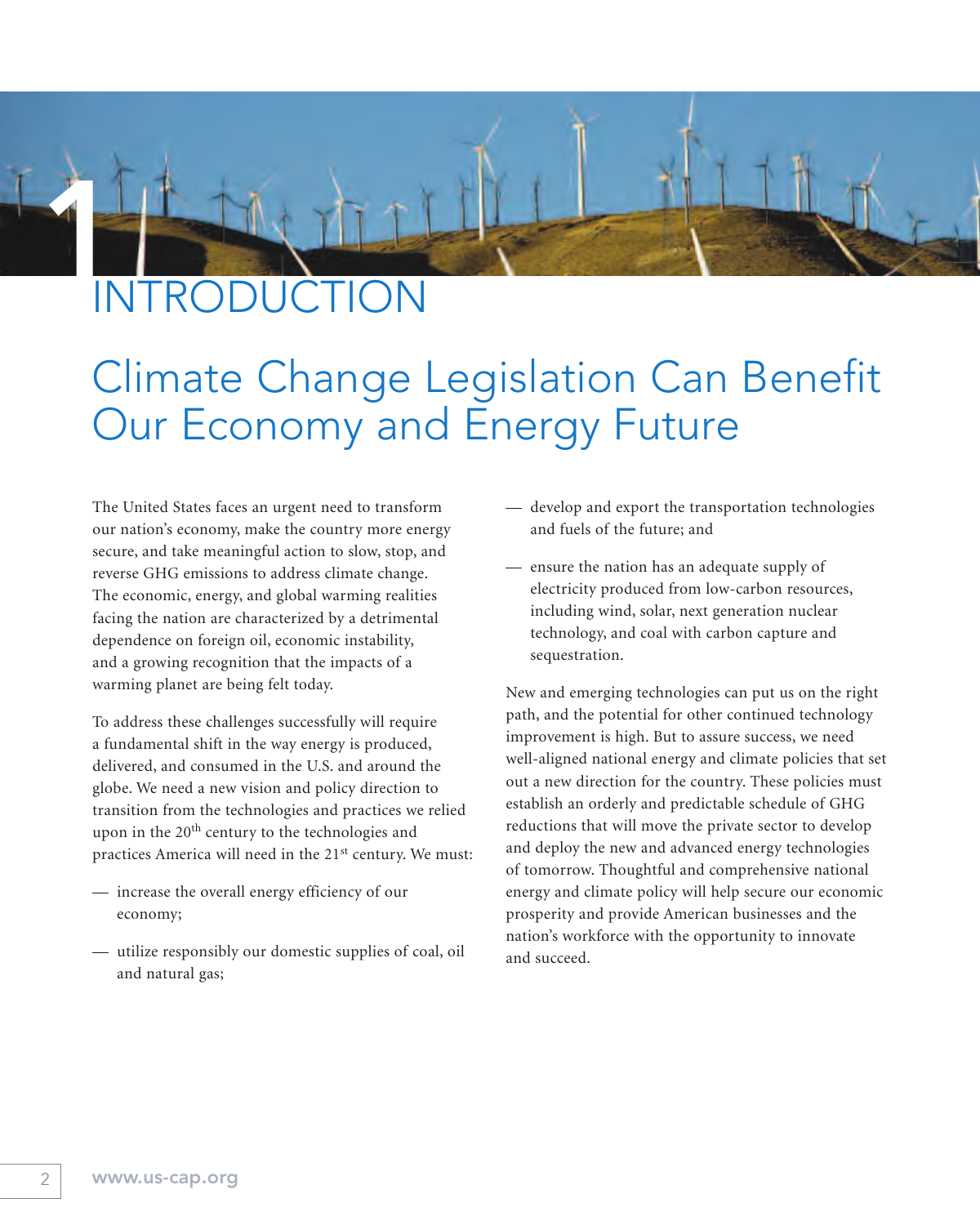# 1 INTRODUCTION

## Climate Change Legislation Can Benefit Our Economy and Energy Future

The United States faces an urgent need to transform our nation's economy, make the country more energy secure, and take meaningful action to slow, stop, and reverse GHG emissions to address climate change. The economic, energy, and global warming realities facing the nation are characterized by a detrimental dependence on foreign oil, economic instability, and a growing recognition that the impacts of a warming planet are being felt today.

To address these challenges successfully will require a fundamental shift in the way energy is produced, delivered, and consumed in the U.S. and around the globe. We need a new vision and policy direction to transition from the technologies and practices we relied upon in the 20th century to the technologies and practices America will need in the 21st century. We must:

- increase the overall energy efficiency of our economy;
- utilize responsibly our domestic supplies of coal, oil and natural gas;
- develop and export the transportation technologies and fuels of the future; and
- ensure the nation has an adequate supply of electricity produced from low-carbon resources, including wind, solar, next generation nuclear technology, and coal with carbon capture and sequestration.

New and emerging technologies can put us on the right path, and the potential for other continued technology improvement is high. But to assure success, we need well-aligned national energy and climate policies that set out a new direction for the country. These policies must establish an orderly and predictable schedule of GHG reductions that will move the private sector to develop and deploy the new and advanced energy technologies of tomorrow. Thoughtful and comprehensive national energy and climate policy will help secure our economic prosperity and provide American businesses and the nation's workforce with the opportunity to innovate and succeed.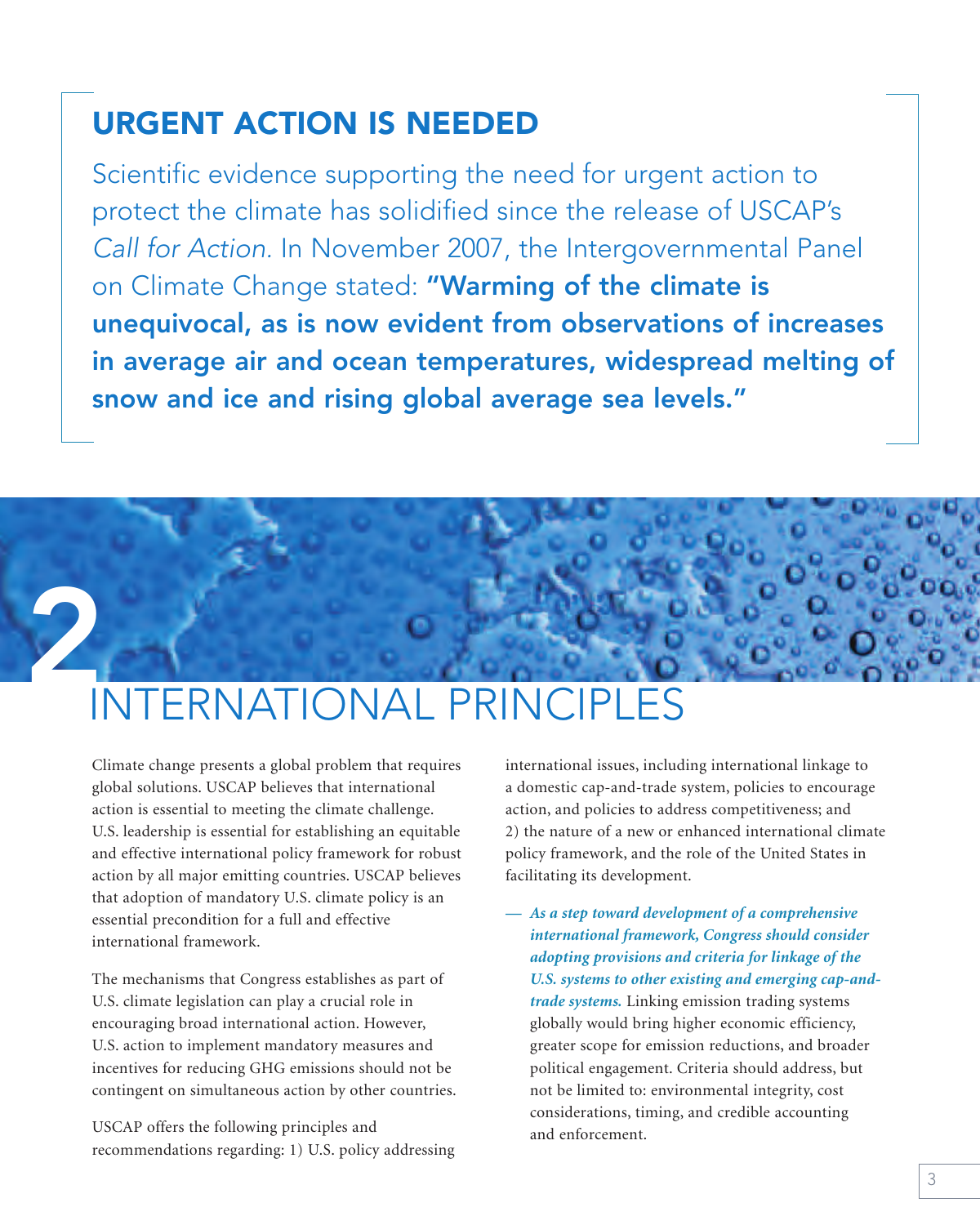## URGENT ACTION IS NEEDED

Scientific evidence supporting the need for urgent action to protect the climate has solidified since the release of USCAP's *Call for Action.* In November 2007, the Intergovernmental Panel on Climate Change stated: **"Warming of the climate is unequivocal, as is now evident from observations of increases in average air and ocean temperatures, widespread melting of snow and ice and rising global average sea levels."**

# 2 INTERNATIONAL PRINCIPLES

Climate change presents a global problem that requires global solutions. USCAP believes that international action is essential to meeting the climate challenge. U.S. leadership is essential for establishing an equitable and effective international policy framework for robust action by all major emitting countries. USCAP believes that adoption of mandatory U.S. climate policy is an essential precondition for a full and effective international framework.

The mechanisms that Congress establishes as part of U.S. climate legislation can play a crucial role in encouraging broad international action. However, U.S. action to implement mandatory measures and incentives for reducing GHG emissions should not be contingent on simultaneous action by other countries.

USCAP offers the following principles and recommendations regarding: 1) U.S. policy addressing international issues, including international linkage to a domestic cap-and-trade system, policies to encourage action, and policies to address competitiveness; and 2) the nature of a new or enhanced international climate policy framework, and the role of the United States in facilitating its development.

— ***As a step toward development of a comprehensive international framework, Congress should consider adopting provisions and criteria for linkage of the U.S. systems to other existing and emerging cap-and-trade systems.*** Linking emission trading systems globally would bring higher economic efficiency, greater scope for emission reductions, and broader political engagement. Criteria should address, but not be limited to: environmental integrity, cost considerations, timing, and credible accounting and enforcement.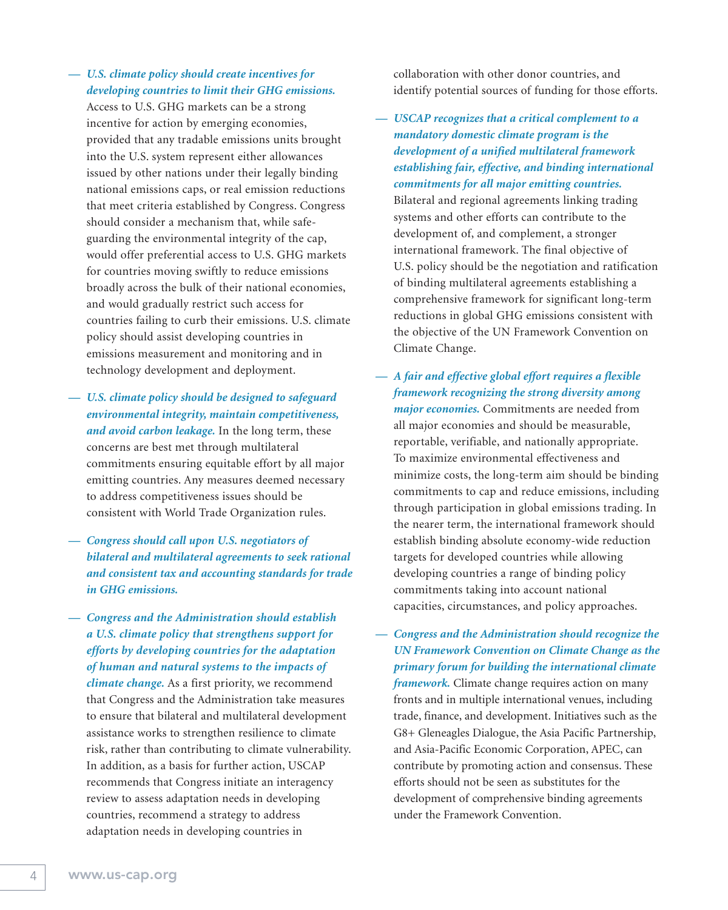— ***U.S. climate policy should create incentives for developing countries to limit their GHG emissions.*** Access to U.S. GHG markets can be a strong incentive for action by emerging economies, provided that any tradable emissions units brought into the U.S. system represent either allowances issued by other nations under their legally binding national emissions caps, or real emission reductions that meet criteria established by Congress. Congress should consider a mechanism that, while safeguarding the environmental integrity of the cap, would offer preferential access to U.S. GHG markets for countries moving swiftly to reduce emissions broadly across the bulk of their national economies, and would gradually restrict such access for countries failing to curb their emissions. U.S. climate policy should assist developing countries in emissions measurement and monitoring and in technology development and deployment.

— ***U.S. climate policy should be designed to safeguard environmental integrity, maintain competitiveness, and avoid carbon leakage.*** In the long term, these concerns are best met through multilateral commitments ensuring equitable effort by all major emitting countries. Any measures deemed necessary to address competitiveness issues should be consistent with World Trade Organization rules.

— ***Congress should call upon U.S. negotiators of bilateral and multilateral agreements to seek rational and consistent tax and accounting standards for trade in GHG emissions.***

— ***Congress and the Administration should establish a U.S. climate policy that strengthens support for efforts by developing countries for the adaptation of human and natural systems to the impacts of climate change.*** As a first priority, we recommend that Congress and the Administration take measures to ensure that bilateral and multilateral development assistance works to strengthen resilience to climate risk, rather than contributing to climate vulnerability. In addition, as a basis for further action, USCAP recommends that Congress initiate an interagency review to assess adaptation needs in developing countries, recommend a strategy to address adaptation needs in developing countries in collaboration with other donor countries, and identify potential sources of funding for those efforts.

— ***USCAP recognizes that a critical complement to a mandatory domestic climate program is the development of a unified multilateral framework establishing fair, effective, and binding international commitments for all major emitting countries.*** Bilateral and regional agreements linking trading systems and other efforts can contribute to the development of, and complement, a stronger international framework. The final objective of U.S. policy should be the negotiation and ratification of binding multilateral agreements establishing a comprehensive framework for significant long-term reductions in global GHG emissions consistent with the objective of the UN Framework Convention on Climate Change.

— ***A fair and effective global effort requires a flexible framework recognizing the strong diversity among major economies.*** Commitments are needed from all major economies and should be measurable, reportable, verifiable, and nationally appropriate. To maximize environmental effectiveness and minimize costs, the long-term aim should be binding commitments to cap and reduce emissions, including through participation in global emissions trading. In the nearer term, the international framework should establish binding absolute economy-wide reduction targets for developed countries while allowing developing countries a range of binding policy commitments taking into account national capacities, circumstances, and policy approaches.

— ***Congress and the Administration should recognize the UN Framework Convention on Climate Change as the primary forum for building the international climate framework.*** Climate change requires action on many fronts and in multiple international venues, including trade, finance, and development. Initiatives such as the G8+ Gleneagles Dialogue, the Asia Pacific Partnership, and Asia-Pacific Economic Corporation, APEC, can contribute by promoting action and consensus. These efforts should not be seen as substitutes for the development of comprehensive binding agreements under the Framework Convention.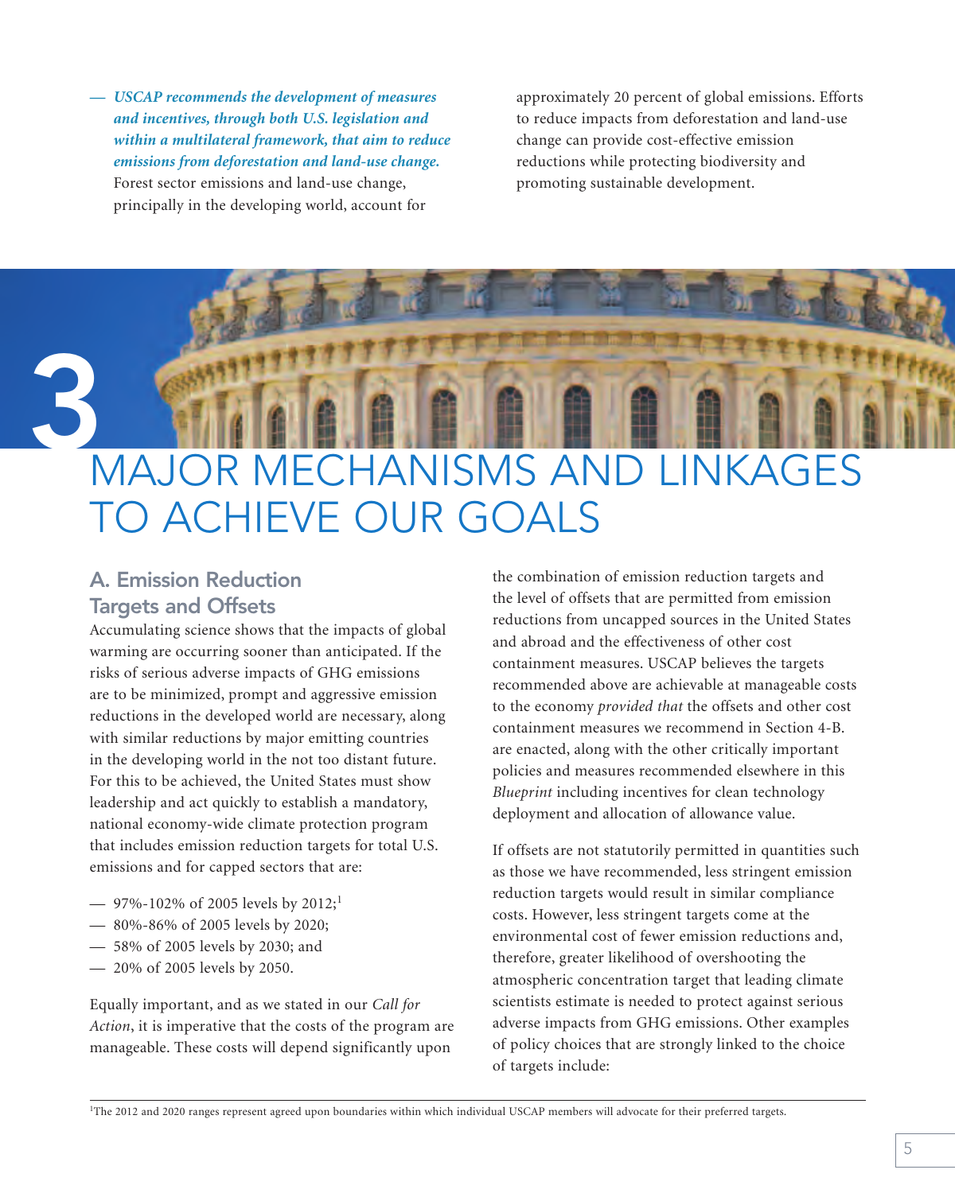— ***USCAP recommends the development of measures and incentives, through both U.S. legislation and within a multilateral framework, that aim to reduce emissions from deforestation and land-use change.*** Forest sector emissions and land-use change, principally in the developing world, account for approximately 20 percent of global emissions. Efforts to reduce impacts from deforestation and land-use change can provide cost-effective emission reductions while protecting biodiversity and promoting sustainable development.

# 3 MAJOR MECHANISMS AND LINKAGES TO ACHIEVE OUR GOALS

## A. Emission Reduction Targets and Offsets

Accumulating science shows that the impacts of global warming are occurring sooner than anticipated. If the risks of serious adverse impacts of GHG emissions are to be minimized, prompt and aggressive emission reductions in the developed world are necessary, along with similar reductions by major emitting countries in the developing world in the not too distant future. For this to be achieved, the United States must show leadership and act quickly to establish a mandatory, national economy-wide climate protection program that includes emission reduction targets for total U.S. emissions and for capped sectors that are:

- 97%-102% of 2005 levels by 2012;[1]
- 80%-86% of 2005 levels by 2020;
- 58% of 2005 levels by 2030; and
- 20% of 2005 levels by 2050.

Equally important, and as we stated in our *Call for Action*, it is imperative that the costs of the program are manageable. These costs will depend significantly upon the combination of emission reduction targets and the level of offsets that are permitted from emission reductions from uncapped sources in the United States and abroad and the effectiveness of other cost containment measures. USCAP believes the targets recommended above are achievable at manageable costs to the economy *provided that* the offsets and other cost containment measures we recommend in Section 4-B. are enacted, along with the other critically important policies and measures recommended elsewhere in this *Blueprint* including incentives for clean technology deployment and allocation of allowance value.

If offsets are not statutorily permitted in quantities such as those we have recommended, less stringent emission reduction targets would result in similar compliance costs. However, less stringent targets come at the environmental cost of fewer emission reductions and, therefore, greater likelihood of overshooting the atmospheric concentration target that leading climate scientists estimate is needed to protect against serious adverse impacts from GHG emissions. Other examples of policy choices that are strongly linked to the choice of targets include:

[1] The 2012 and 2020 ranges represent agreed upon boundaries within which individual USCAP members will advocate for their preferred targets.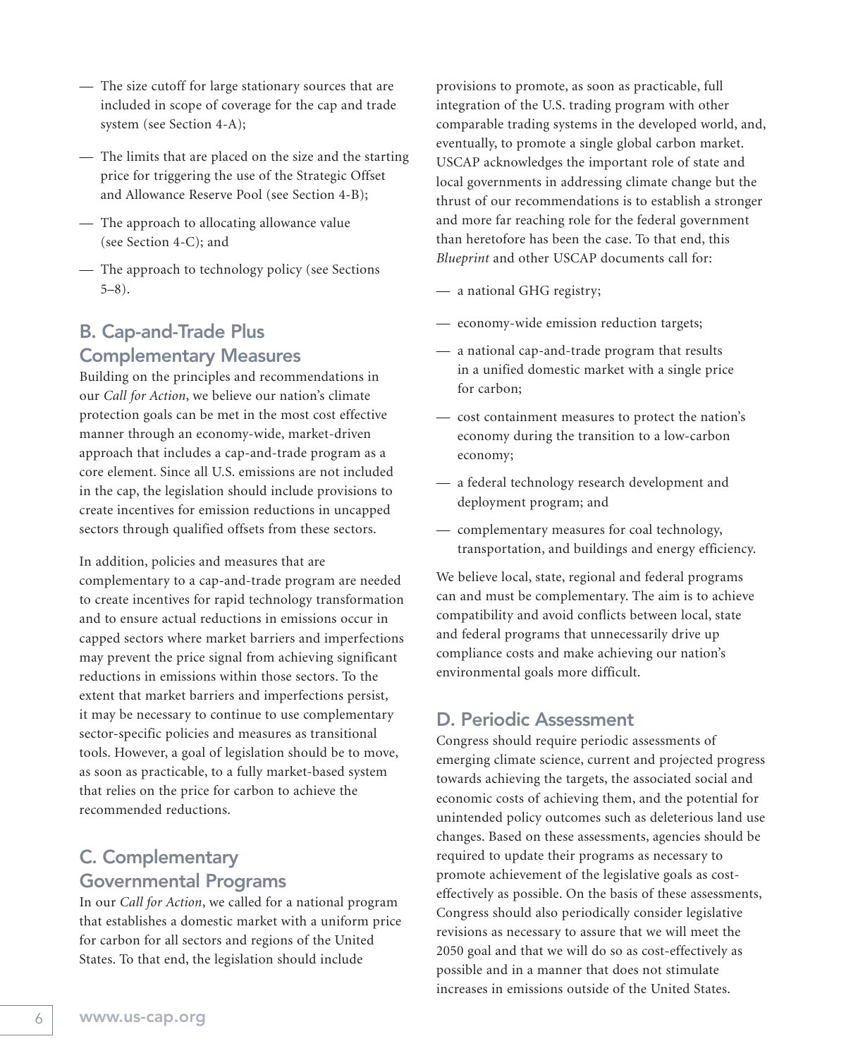- The size cutoff for large stationary sources that are included in scope of coverage for the cap and trade system (see Section 4-A);
- The limits that are placed on the size and the starting price for triggering the use of the Strategic Offset and Allowance Reserve Pool (see Section 4-B);
- The approach to allocating allowance value (see Section 4-C); and
- The approach to technology policy (see Sections 5–8).

## B. Cap-and-Trade Plus Complementary Measures

Building on the principles and recommendations in our *Call for Action*, we believe our nation's climate protection goals can be met in the most cost effective manner through an economy-wide, market-driven approach that includes a cap-and-trade program as a core element. Since all U.S. emissions are not included in the cap, the legislation should include provisions to create incentives for emission reductions in uncapped sectors through qualified offsets from these sectors.

In addition, policies and measures that are complementary to a cap-and-trade program are needed to create incentives for rapid technology transformation and to ensure actual reductions in emissions occur in capped sectors where market barriers and imperfections may prevent the price signal from achieving significant reductions in emissions within those sectors. To the extent that market barriers and imperfections persist, it may be necessary to continue to use complementary sector-specific policies and measures as transitional tools. However, a goal of legislation should be to move, as soon as practicable, to a fully market-based system that relies on the price for carbon to achieve the recommended reductions.

## C. Complementary Governmental Programs

In our *Call for Action*, we called for a national program that establishes a domestic market with a uniform price for carbon for all sectors and regions of the United States. To that end, the legislation should include provisions to promote, as soon as practicable, full integration of the U.S. trading program with other comparable trading systems in the developed world, and, eventually, to promote a single global carbon market. USCAP acknowledges the important role of state and local governments in addressing climate change but the thrust of our recommendations is to establish a stronger and more far reaching role for the federal government than heretofore has been the case. To that end, this *Blueprint* and other USCAP documents call for:

- a national GHG registry;
- economy-wide emission reduction targets;
- a national cap-and-trade program that results in a unified domestic market with a single price for carbon;
- cost containment measures to protect the nation's economy during the transition to a low-carbon economy;
- a federal technology research development and deployment program; and
- complementary measures for coal technology, transportation, and buildings and energy efficiency.

We believe local, state, regional and federal programs can and must be complementary. The aim is to achieve compatibility and avoid conflicts between local, state and federal programs that unnecessarily drive up compliance costs and make achieving our nation's environmental goals more difficult.

## D. Periodic Assessment

Congress should require periodic assessments of emerging climate science, current and projected progress towards achieving the targets, the associated social and economic costs of achieving them, and the potential for unintended policy outcomes such as deleterious land use changes. Based on these assessments, agencies should be required to update their programs as necessary to promote achievement of the legislative goals as cost-effectively as possible. On the basis of these assessments, Congress should also periodically consider legislative revisions as necessary to assure that we will meet the 2050 goal and that we will do so as cost-effectively as possible and in a manner that does not stimulate increases in emissions outside of the United States.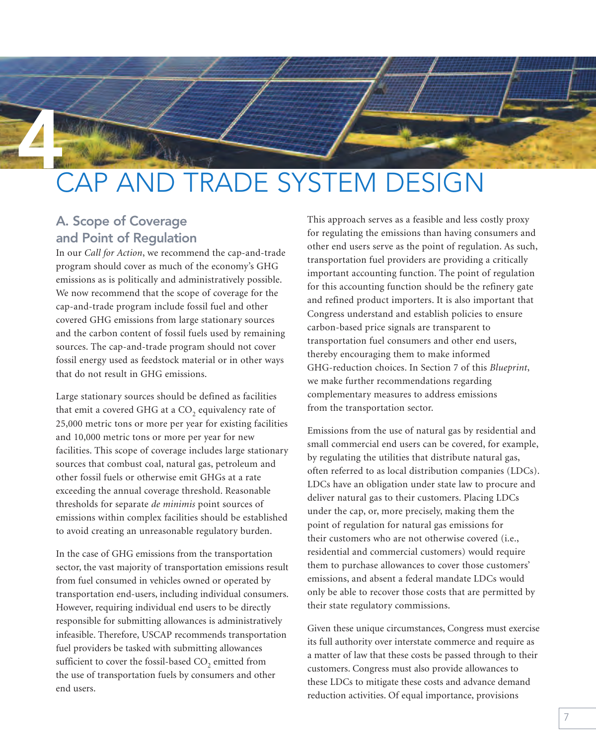# 4 CAP AND TRADE SYSTEM DESIGN

## A. Scope of Coverage and Point of Regulation

In our *Call for Action*, we recommend the cap-and-trade program should cover as much of the economy's GHG emissions as is politically and administratively possible. We now recommend that the scope of coverage for the cap-and-trade program include fossil fuel and other covered GHG emissions from large stationary sources and the carbon content of fossil fuels used by remaining sources. The cap-and-trade program should not cover fossil energy used as feedstock material or in other ways that do not result in GHG emissions.

Large stationary sources should be defined as facilities that emit a covered GHG at a $CO_2$ equivalency rate of 25,000 metric tons or more per year for existing facilities and 10,000 metric tons or more per year for new facilities. This scope of coverage includes large stationary sources that combust coal, natural gas, petroleum and other fossil fuels or otherwise emit GHGs at a rate exceeding the annual coverage threshold. Reasonable thresholds for separate *de minimis* point sources of emissions within complex facilities should be established to avoid creating an unreasonable regulatory burden.

In the case of GHG emissions from the transportation sector, the vast majority of transportation emissions result from fuel consumed in vehicles owned or operated by transportation end-users, including individual consumers. However, requiring individual end users to be directly responsible for submitting allowances is administratively infeasible. Therefore, USCAP recommends transportation fuel providers be tasked with submitting allowances sufficient to cover the fossil-based $CO_2$ emitted from the use of transportation fuels by consumers and other end users.

This approach serves as a feasible and less costly proxy for regulating the emissions than having consumers and other end users serve as the point of regulation. As such, transportation fuel providers are providing a critically important accounting function. The point of regulation for this accounting function should be the refinery gate and refined product importers. It is also important that Congress understand and establish policies to ensure carbon-based price signals are transparent to transportation fuel consumers and other end users, thereby encouraging them to make informed GHG-reduction choices. In Section 7 of this *Blueprint*, we make further recommendations regarding complementary measures to address emissions from the transportation sector.

Emissions from the use of natural gas by residential and small commercial end users can be covered, for example, by regulating the utilities that distribute natural gas, often referred to as local distribution companies (LDCs). LDCs have an obligation under state law to procure and deliver natural gas to their customers. Placing LDCs under the cap, or, more precisely, making them the point of regulation for natural gas emissions for their customers who are not otherwise covered (i.e., residential and commercial customers) would require them to purchase allowances to cover those customers' emissions, and absent a federal mandate LDCs would only be able to recover those costs that are permitted by their state regulatory commissions.

Given these unique circumstances, Congress must exercise its full authority over interstate commerce and require as a matter of law that these costs be passed through to their customers. Congress must also provide allowances to these LDCs to mitigate these costs and advance demand reduction activities. Of equal importance, provisions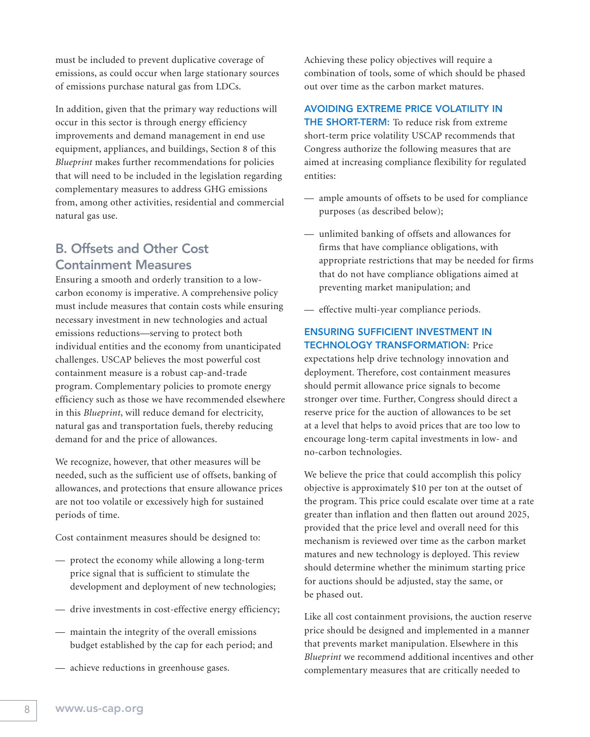must be included to prevent duplicative coverage of emissions, as could occur when large stationary sources of emissions purchase natural gas from LDCs.

In addition, given that the primary way reductions will occur in this sector is through energy efficiency improvements and demand management in end use equipment, appliances, and buildings, Section 8 of this *Blueprint* makes further recommendations for policies that will need to be included in the legislation regarding complementary measures to address GHG emissions from, among other activities, residential and commercial natural gas use.

## B. Offsets and Other Cost Containment Measures

Ensuring a smooth and orderly transition to a low-carbon economy is imperative. A comprehensive policy must include measures that contain costs while ensuring necessary investment in new technologies and actual emissions reductions—serving to protect both individual entities and the economy from unanticipated challenges. USCAP believes the most powerful cost containment measure is a robust cap-and-trade program. Complementary policies to promote energy efficiency such as those we have recommended elsewhere in this *Blueprint*, will reduce demand for electricity, natural gas and transportation fuels, thereby reducing demand for and the price of allowances.

We recognize, however, that other measures will be needed, such as the sufficient use of offsets, banking of allowances, and protections that ensure allowance prices are not too volatile or excessively high for sustained periods of time.

Cost containment measures should be designed to:

- protect the economy while allowing a long-term price signal that is sufficient to stimulate the development and deployment of new technologies;
- drive investments in cost-effective energy efficiency;
- maintain the integrity of the overall emissions budget established by the cap for each period; and
- achieve reductions in greenhouse gases.

Achieving these policy objectives will require a combination of tools, some of which should be phased out over time as the carbon market matures.

**AVOIDING EXTREME PRICE VOLATILITY IN THE SHORT-TERM:** To reduce risk from extreme short-term price volatility USCAP recommends that Congress authorize the following measures that are aimed at increasing compliance flexibility for regulated entities:

- ample amounts of offsets to be used for compliance purposes (as described below);
- unlimited banking of offsets and allowances for firms that have compliance obligations, with appropriate restrictions that may be needed for firms that do not have compliance obligations aimed at preventing market manipulation; and
- effective multi-year compliance periods.

**ENSURING SUFFICIENT INVESTMENT IN TECHNOLOGY TRANSFORMATION:** Price expectations help drive technology innovation and deployment. Therefore, cost containment measures should permit allowance price signals to become stronger over time. Further, Congress should direct a reserve price for the auction of allowances to be set at a level that helps to avoid prices that are too low to encourage long-term capital investments in low- and no-carbon technologies.

We believe the price that could accomplish this policy objective is approximately $10 per ton at the outset of the program. This price could escalate over time at a rate greater than inflation and then flatten out around 2025, provided that the price level and overall need for this mechanism is reviewed over time as the carbon market matures and new technology is deployed. This review should determine whether the minimum starting price for auctions should be adjusted, stay the same, or be phased out.

Like all cost containment provisions, the auction reserve price should be designed and implemented in a manner that prevents market manipulation. Elsewhere in this *Blueprint* we recommend additional incentives and other complementary measures that are critically needed to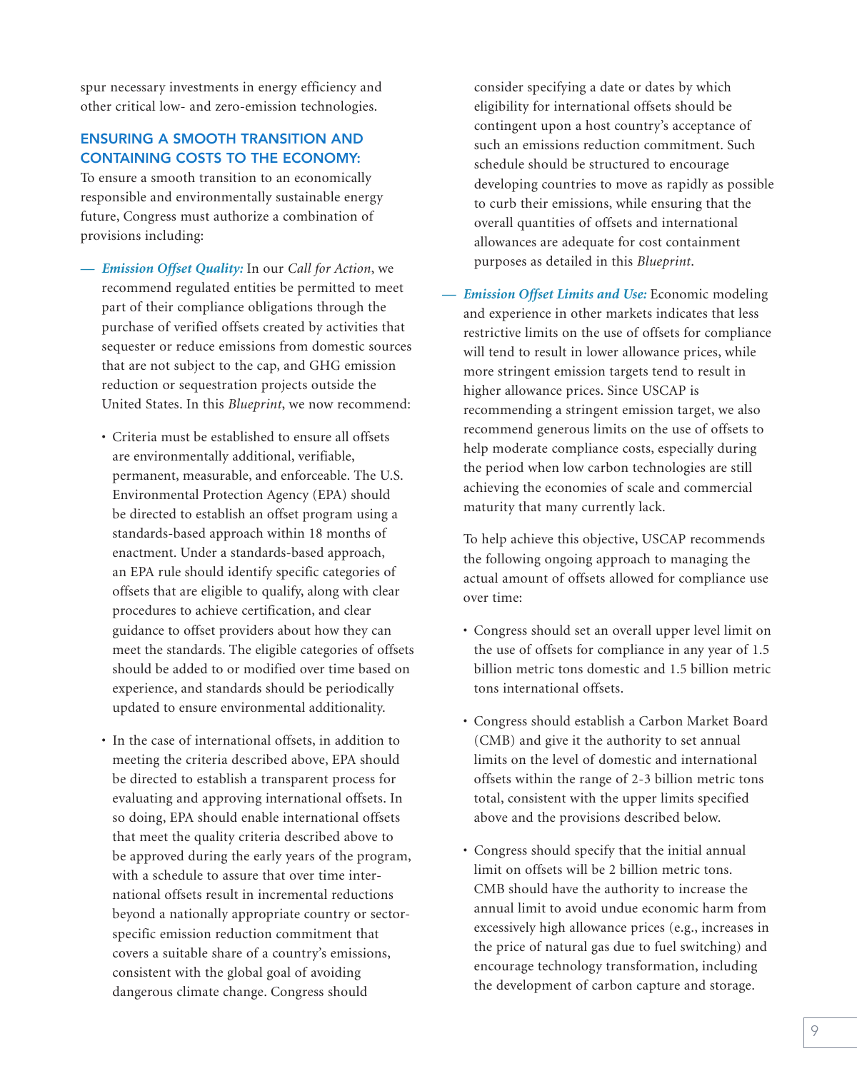spur necessary investments in energy efficiency and other critical low- and zero-emission technologies.

## ENSURING A SMOOTH TRANSITION AND CONTAINING COSTS TO THE ECONOMY:

To ensure a smooth transition to an economically responsible and environmentally sustainable energy future, Congress must authorize a combination of provisions including:

— ***Emission Offset Quality:*** In our *Call for Action*, we recommend regulated entities be permitted to meet part of their compliance obligations through the purchase of verified offsets created by activities that sequester or reduce emissions from domestic sources that are not subject to the cap, and GHG emission reduction or sequestration projects outside the United States. In this *Blueprint*, we now recommend:

- Criteria must be established to ensure all offsets are environmentally additional, verifiable, permanent, measurable, and enforceable. The U.S. Environmental Protection Agency (EPA) should be directed to establish an offset program using a standards-based approach within 18 months of enactment. Under a standards-based approach, an EPA rule should identify specific categories of offsets that are eligible to qualify, along with clear procedures to achieve certification, and clear guidance to offset providers about how they can meet the standards. The eligible categories of offsets should be added to or modified over time based on experience, and standards should be periodically updated to ensure environmental additionality.

- In the case of international offsets, in addition to meeting the criteria described above, EPA should be directed to establish a transparent process for evaluating and approving international offsets. In so doing, EPA should enable international offsets that meet the quality criteria described above to be approved during the early years of the program, with a schedule to assure that over time international offsets result in incremental reductions beyond a nationally appropriate country or sector-specific emission reduction commitment that covers a suitable share of a country's emissions, consistent with the global goal of avoiding dangerous climate change. Congress should consider specifying a date or dates by which eligibility for international offsets should be contingent upon a host country's acceptance of such an emissions reduction commitment. Such schedule should be structured to encourage developing countries to move as rapidly as possible to curb their emissions, while ensuring that the overall quantities of offsets and international allowances are adequate for cost containment purposes as detailed in this *Blueprint*.

— ***Emission Offset Limits and Use:*** Economic modeling and experience in other markets indicates that less restrictive limits on the use of offsets for compliance will tend to result in lower allowance prices, while more stringent emission targets tend to result in higher allowance prices. Since USCAP is recommending a stringent emission target, we also recommend generous limits on the use of offsets to help moderate compliance costs, especially during the period when low carbon technologies are still achieving the economies of scale and commercial maturity that many currently lack.

To help achieve this objective, USCAP recommends the following ongoing approach to managing the actual amount of offsets allowed for compliance use over time:

- Congress should set an overall upper level limit on the use of offsets for compliance in any year of 1.5 billion metric tons domestic and 1.5 billion metric tons international offsets.

- Congress should establish a Carbon Market Board (CMB) and give it the authority to set annual limits on the level of domestic and international offsets within the range of 2-3 billion metric tons total, consistent with the upper limits specified above and the provisions described below.

- Congress should specify that the initial annual limit on offsets will be 2 billion metric tons. CMB should have the authority to increase the annual limit to avoid undue economic harm from excessively high allowance prices (e.g., increases in the price of natural gas due to fuel switching) and encourage technology transformation, including the development of carbon capture and storage.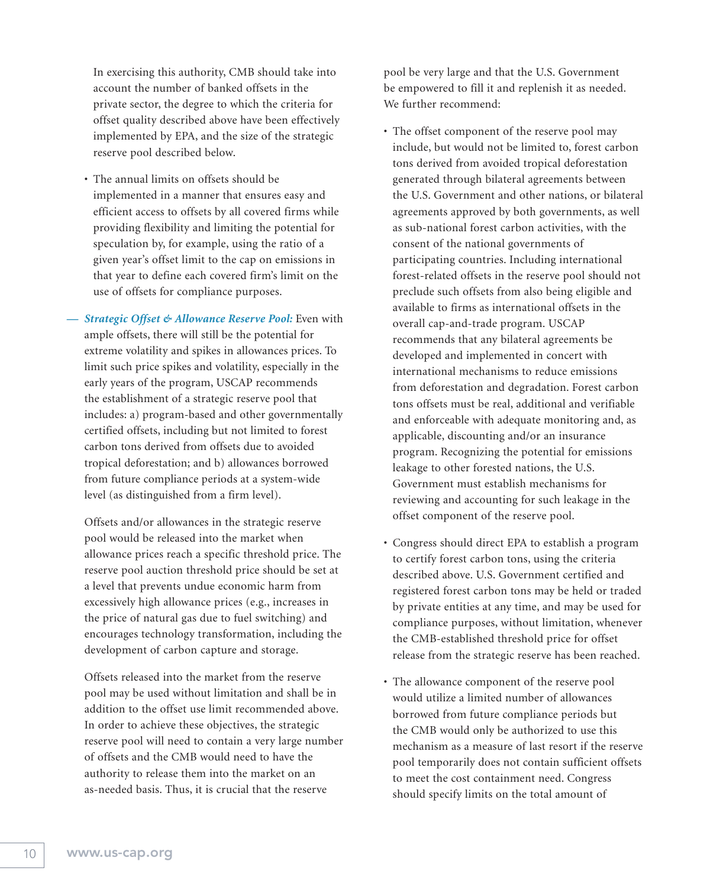In exercising this authority, CMB should take into account the number of banked offsets in the private sector, the degree to which the criteria for offset quality described above have been effectively implemented by EPA, and the size of the strategic reserve pool described below.

- The annual limits on offsets should be implemented in a manner that ensures easy and efficient access to offsets by all covered firms while providing flexibility and limiting the potential for speculation by, for example, using the ratio of a given year's offset limit to the cap on emissions in that year to define each covered firm's limit on the use of offsets for compliance purposes.

— ***Strategic Offset & Allowance Reserve Pool:*** Even with ample offsets, there will still be the potential for extreme volatility and spikes in allowances prices. To limit such price spikes and volatility, especially in the early years of the program, USCAP recommends the establishment of a strategic reserve pool that includes: a) program-based and other governmentally certified offsets, including but not limited to forest carbon tons derived from offsets due to avoided tropical deforestation; and b) allowances borrowed from future compliance periods at a system-wide level (as distinguished from a firm level).

Offsets and/or allowances in the strategic reserve pool would be released into the market when allowance prices reach a specific threshold price. The reserve pool auction threshold price should be set at a level that prevents undue economic harm from excessively high allowance prices (e.g., increases in the price of natural gas due to fuel switching) and encourages technology transformation, including the development of carbon capture and storage.

Offsets released into the market from the reserve pool may be used without limitation and shall be in addition to the offset use limit recommended above. In order to achieve these objectives, the strategic reserve pool will need to contain a very large number of offsets and the CMB would need to have the authority to release them into the market on an as-needed basis. Thus, it is crucial that the reserve pool be very large and that the U.S. Government be empowered to fill it and replenish it as needed. We further recommend:

- The offset component of the reserve pool may include, but would not be limited to, forest carbon tons derived from avoided tropical deforestation generated through bilateral agreements between the U.S. Government and other nations, or bilateral agreements approved by both governments, as well as sub-national forest carbon activities, with the consent of the national governments of participating countries. Including international forest-related offsets in the reserve pool should not preclude such offsets from also being eligible and available to firms as international offsets in the overall cap-and-trade program. USCAP recommends that any bilateral agreements be developed and implemented in concert with international mechanisms to reduce emissions from deforestation and degradation. Forest carbon tons offsets must be real, additional and verifiable and enforceable with adequate monitoring and, as applicable, discounting and/or an insurance program. Recognizing the potential for emissions leakage to other forested nations, the U.S. Government must establish mechanisms for reviewing and accounting for such leakage in the offset component of the reserve pool.

- Congress should direct EPA to establish a program to certify forest carbon tons, using the criteria described above. U.S. Government certified and registered forest carbon tons may be held or traded by private entities at any time, and may be used for compliance purposes, without limitation, whenever the CMB-established threshold price for offset release from the strategic reserve has been reached.

- The allowance component of the reserve pool would utilize a limited number of allowances borrowed from future compliance periods but the CMB would only be authorized to use this mechanism as a measure of last resort if the reserve pool temporarily does not contain sufficient offsets to meet the cost containment need. Congress should specify limits on the total amount of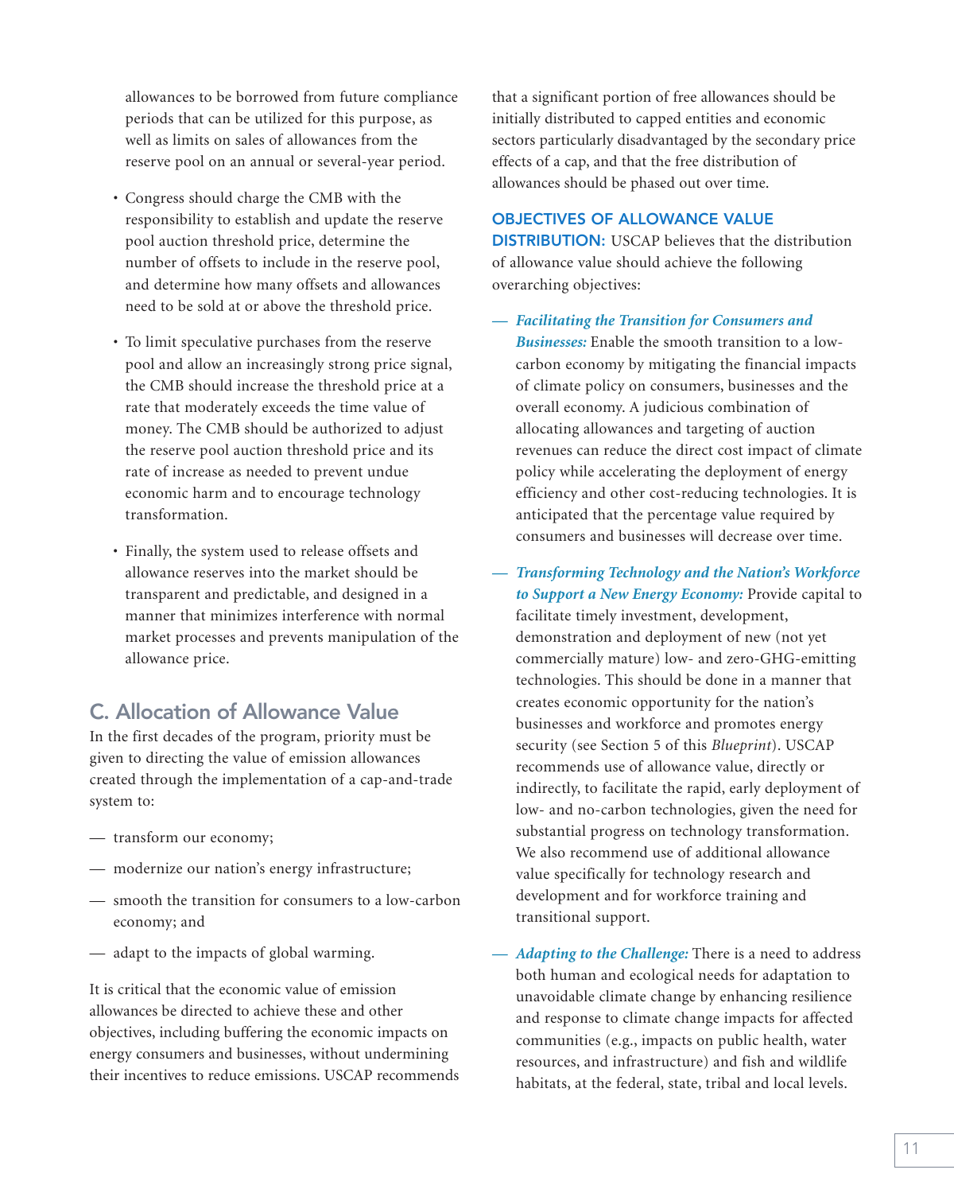allowances to be borrowed from future compliance periods that can be utilized for this purpose, as well as limits on sales of allowances from the reserve pool on an annual or several-year period.

- Congress should charge the CMB with the responsibility to establish and update the reserve pool auction threshold price, determine the number of offsets to include in the reserve pool, and determine how many offsets and allowances need to be sold at or above the threshold price.
- To limit speculative purchases from the reserve pool and allow an increasingly strong price signal, the CMB should increase the threshold price at a rate that moderately exceeds the time value of money. The CMB should be authorized to adjust the reserve pool auction threshold price and its rate of increase as needed to prevent undue economic harm and to encourage technology transformation.
- Finally, the system used to release offsets and allowance reserves into the market should be transparent and predictable, and designed in a manner that minimizes interference with normal market processes and prevents manipulation of the allowance price.

## C. Allocation of Allowance Value

In the first decades of the program, priority must be given to directing the value of emission allowances created through the implementation of a cap-and-trade system to:

— transform our economy;

— modernize our nation's energy infrastructure;

— smooth the transition for consumers to a low-carbon economy; and

— adapt to the impacts of global warming.

It is critical that the economic value of emission allowances be directed to achieve these and other objectives, including buffering the economic impacts on energy consumers and businesses, without undermining their incentives to reduce emissions. USCAP recommends that a significant portion of free allowances should be initially distributed to capped entities and economic sectors particularly disadvantaged by the secondary price effects of a cap, and that the free distribution of allowances should be phased out over time.

**OBJECTIVES OF ALLOWANCE VALUE DISTRIBUTION:** USCAP believes that the distribution of allowance value should achieve the following overarching objectives:

— ***Facilitating the Transition for Consumers and Businesses:*** Enable the smooth transition to a low-carbon economy by mitigating the financial impacts of climate policy on consumers, businesses and the overall economy. A judicious combination of allocating allowances and targeting of auction revenues can reduce the direct cost impact of climate policy while accelerating the deployment of energy efficiency and other cost-reducing technologies. It is anticipated that the percentage value required by consumers and businesses will decrease over time.

— ***Transforming Technology and the Nation's Workforce to Support a New Energy Economy:*** Provide capital to facilitate timely investment, development, demonstration and deployment of new (not yet commercially mature) low- and zero-GHG-emitting technologies. This should be done in a manner that creates economic opportunity for the nation's businesses and workforce and promotes energy security (see Section 5 of this *Blueprint*). USCAP recommends use of allowance value, directly or indirectly, to facilitate the rapid, early deployment of low- and no-carbon technologies, given the need for substantial progress on technology transformation. We also recommend use of additional allowance value specifically for technology research and development and for workforce training and transitional support.

— ***Adapting to the Challenge:*** There is a need to address both human and ecological needs for adaptation to unavoidable climate change by enhancing resilience and response to climate change impacts for affected communities (e.g., impacts on public health, water resources, and infrastructure) and fish and wildlife habitats, at the federal, state, tribal and local levels.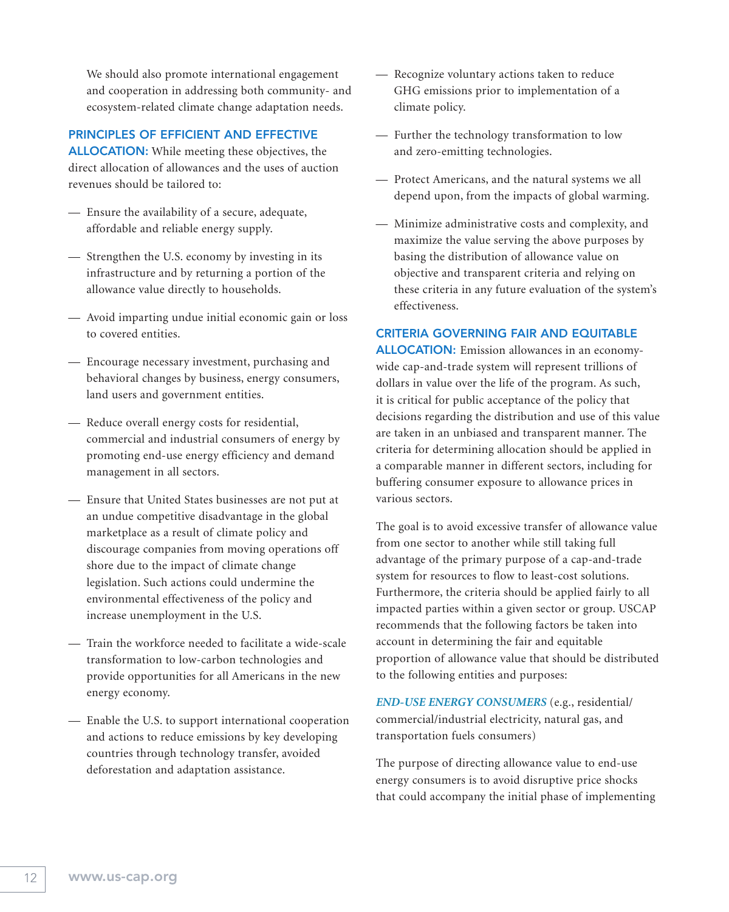We should also promote international engagement and cooperation in addressing both community- and ecosystem-related climate change adaptation needs.

**PRINCIPLES OF EFFICIENT AND EFFECTIVE ALLOCATION:** While meeting these objectives, the direct allocation of allowances and the uses of auction revenues should be tailored to:

- Ensure the availability of a secure, adequate, affordable and reliable energy supply.
- Strengthen the U.S. economy by investing in its infrastructure and by returning a portion of the allowance value directly to households.
- Avoid imparting undue initial economic gain or loss to covered entities.
- Encourage necessary investment, purchasing and behavioral changes by business, energy consumers, land users and government entities.
- Reduce overall energy costs for residential, commercial and industrial consumers of energy by promoting end-use energy efficiency and demand management in all sectors.
- Ensure that United States businesses are not put at an undue competitive disadvantage in the global marketplace as a result of climate policy and discourage companies from moving operations off shore due to the impact of climate change legislation. Such actions could undermine the environmental effectiveness of the policy and increase unemployment in the U.S.
- Train the workforce needed to facilitate a wide-scale transformation to low-carbon technologies and provide opportunities for all Americans in the new energy economy.
- Enable the U.S. to support international cooperation and actions to reduce emissions by key developing countries through technology transfer, avoided deforestation and adaptation assistance.
- Recognize voluntary actions taken to reduce GHG emissions prior to implementation of a climate policy.
- Further the technology transformation to low and zero-emitting technologies.
- Protect Americans, and the natural systems we all depend upon, from the impacts of global warming.
- Minimize administrative costs and complexity, and maximize the value serving the above purposes by basing the distribution of allowance value on objective and transparent criteria and relying on these criteria in any future evaluation of the system's effectiveness.

**CRITERIA GOVERNING FAIR AND EQUITABLE ALLOCATION:** Emission allowances in an economy-wide cap-and-trade system will represent trillions of dollars in value over the life of the program. As such, it is critical for public acceptance of the policy that decisions regarding the distribution and use of this value are taken in an unbiased and transparent manner. The criteria for determining allocation should be applied in a comparable manner in different sectors, including for buffering consumer exposure to allowance prices in various sectors.

The goal is to avoid excessive transfer of allowance value from one sector to another while still taking full advantage of the primary purpose of a cap-and-trade system for resources to flow to least-cost solutions. Furthermore, the criteria should be applied fairly to all impacted parties within a given sector or group. USCAP recommends that the following factors be taken into account in determining the fair and equitable proportion of allowance value that should be distributed to the following entities and purposes:

***END-USE ENERGY CONSUMERS*** (e.g., residential/commercial/industrial electricity, natural gas, and transportation fuels consumers)

The purpose of directing allowance value to end-use energy consumers is to avoid disruptive price shocks that could accompany the initial phase of implementing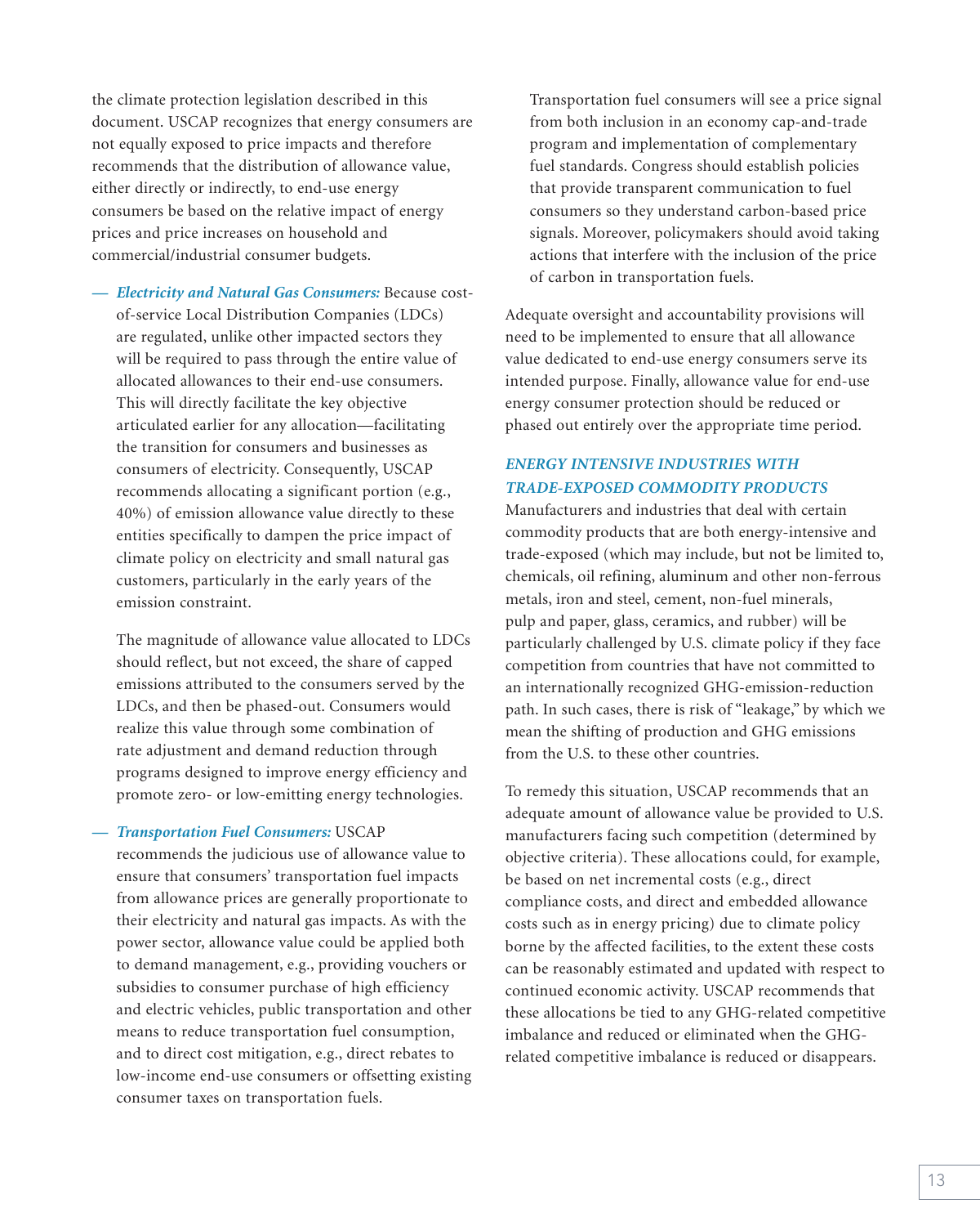the climate protection legislation described in this document. USCAP recognizes that energy consumers are not equally exposed to price impacts and therefore recommends that the distribution of allowance value, either directly or indirectly, to end-use energy consumers be based on the relative impact of energy prices and price increases on household and commercial/industrial consumer budgets.

— ***Electricity and Natural Gas Consumers:*** Because cost-of-service Local Distribution Companies (LDCs) are regulated, unlike other impacted sectors they will be required to pass through the entire value of allocated allowances to their end-use consumers. This will directly facilitate the key objective articulated earlier for any allocation—facilitating the transition for consumers and businesses as consumers of electricity. Consequently, USCAP recommends allocating a significant portion (e.g., 40%) of emission allowance value directly to these entities specifically to dampen the price impact of climate policy on electricity and small natural gas customers, particularly in the early years of the emission constraint.

  The magnitude of allowance value allocated to LDCs should reflect, but not exceed, the share of capped emissions attributed to the consumers served by the LDCs, and then be phased-out. Consumers would realize this value through some combination of rate adjustment and demand reduction through programs designed to improve energy efficiency and promote zero- or low-emitting energy technologies.

— ***Transportation Fuel Consumers:*** USCAP recommends the judicious use of allowance value to ensure that consumers' transportation fuel impacts from allowance prices are generally proportionate to their electricity and natural gas impacts. As with the power sector, allowance value could be applied both to demand management, e.g., providing vouchers or subsidies to consumer purchase of high efficiency and electric vehicles, public transportation and other means to reduce transportation fuel consumption, and to direct cost mitigation, e.g., direct rebates to low-income end-use consumers or offsetting existing consumer taxes on transportation fuels.

  Transportation fuel consumers will see a price signal from both inclusion in an economy cap-and-trade program and implementation of complementary fuel standards. Congress should establish policies that provide transparent communication to fuel consumers so they understand carbon-based price signals. Moreover, policymakers should avoid taking actions that interfere with the inclusion of the price of carbon in transportation fuels.

Adequate oversight and accountability provisions will need to be implemented to ensure that all allowance value dedicated to end-use energy consumers serve its intended purpose. Finally, allowance value for end-use energy consumer protection should be reduced or phased out entirely over the appropriate time period.

### *ENERGY INTENSIVE INDUSTRIES WITH TRADE-EXPOSED COMMODITY PRODUCTS*

Manufacturers and industries that deal with certain commodity products that are both energy-intensive and trade-exposed (which may include, but not be limited to, chemicals, oil refining, aluminum and other non-ferrous metals, iron and steel, cement, non-fuel minerals, pulp and paper, glass, ceramics, and rubber) will be particularly challenged by U.S. climate policy if they face competition from countries that have not committed to an internationally recognized GHG-emission-reduction path. In such cases, there is risk of "leakage," by which we mean the shifting of production and GHG emissions from the U.S. to these other countries.

To remedy this situation, USCAP recommends that an adequate amount of allowance value be provided to U.S. manufacturers facing such competition (determined by objective criteria). These allocations could, for example, be based on net incremental costs (e.g., direct compliance costs, and direct and embedded allowance costs such as in energy pricing) due to climate policy borne by the affected facilities, to the extent these costs can be reasonably estimated and updated with respect to continued economic activity. USCAP recommends that these allocations be tied to any GHG-related competitive imbalance and reduced or eliminated when the GHG-related competitive imbalance is reduced or disappears.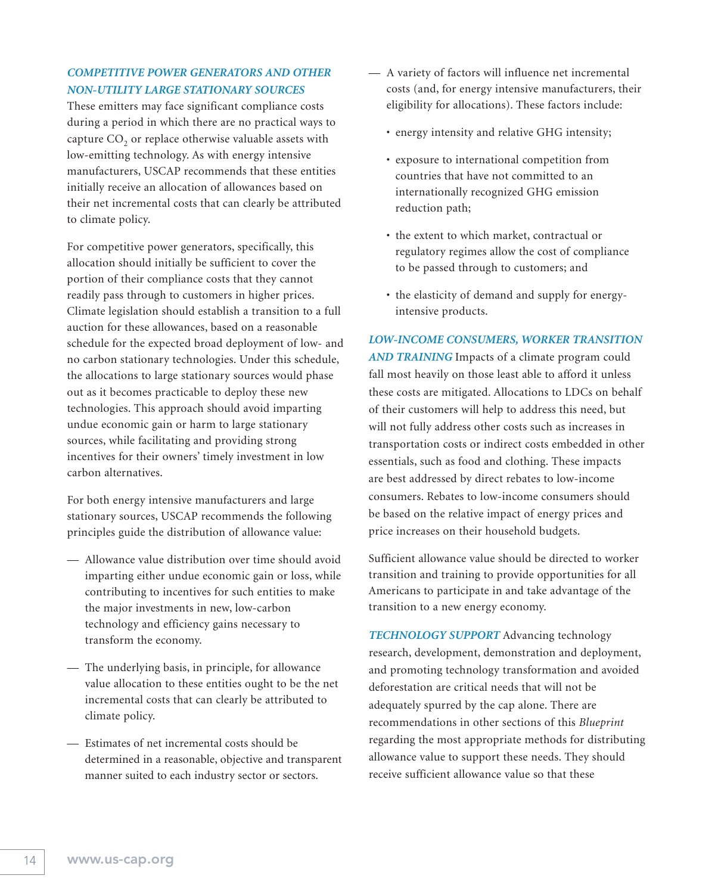### *COMPETITIVE POWER GENERATORS AND OTHER NON-UTILITY LARGE STATIONARY SOURCES*

These emitters may face significant compliance costs during a period in which there are no practical ways to capture $CO_2$ or replace otherwise valuable assets with low-emitting technology. As with energy intensive manufacturers, USCAP recommends that these entities initially receive an allocation of allowances based on their net incremental costs that can clearly be attributed to climate policy.

For competitive power generators, specifically, this allocation should initially be sufficient to cover the portion of their compliance costs that they cannot readily pass through to customers in higher prices. Climate legislation should establish a transition to a full auction for these allowances, based on a reasonable schedule for the expected broad deployment of low- and no carbon stationary technologies. Under this schedule, the allocations to large stationary sources would phase out as it becomes practicable to deploy these new technologies. This approach should avoid imparting undue economic gain or harm to large stationary sources, while facilitating and providing strong incentives for their owners' timely investment in low carbon alternatives.

For both energy intensive manufacturers and large stationary sources, USCAP recommends the following principles guide the distribution of allowance value:

- Allowance value distribution over time should avoid imparting either undue economic gain or loss, while contributing to incentives for such entities to make the major investments in new, low-carbon technology and efficiency gains necessary to transform the economy.
- The underlying basis, in principle, for allowance value allocation to these entities ought to be the net incremental costs that can clearly be attributed to climate policy.
- Estimates of net incremental costs should be determined in a reasonable, objective and transparent manner suited to each industry sector or sectors.
- A variety of factors will influence net incremental costs (and, for energy intensive manufacturers, their eligibility for allocations). These factors include:
  - energy intensity and relative GHG intensity;
  - exposure to international competition from countries that have not committed to an internationally recognized GHG emission reduction path;
  - the extent to which market, contractual or regulatory regimes allow the cost of compliance to be passed through to customers; and
  - the elasticity of demand and supply for energy-intensive products.

### *LOW-INCOME CONSUMERS, WORKER TRANSITION AND TRAINING*

Impacts of a climate program could fall most heavily on those least able to afford it unless these costs are mitigated. Allocations to LDCs on behalf of their customers will help to address this need, but will not fully address other costs such as increases in transportation costs or indirect costs embedded in other essentials, such as food and clothing. These impacts are best addressed by direct rebates to low-income consumers. Rebates to low-income consumers should be based on the relative impact of energy prices and price increases on their household budgets.

Sufficient allowance value should be directed to worker transition and training to provide opportunities for all Americans to participate in and take advantage of the transition to a new energy economy.

### *TECHNOLOGY SUPPORT*

Advancing technology research, development, demonstration and deployment, and promoting technology transformation and avoided deforestation are critical needs that will not be adequately spurred by the cap alone. There are recommendations in other sections of this *Blueprint* regarding the most appropriate methods for distributing allowance value to support these needs. They should receive sufficient allowance value so that these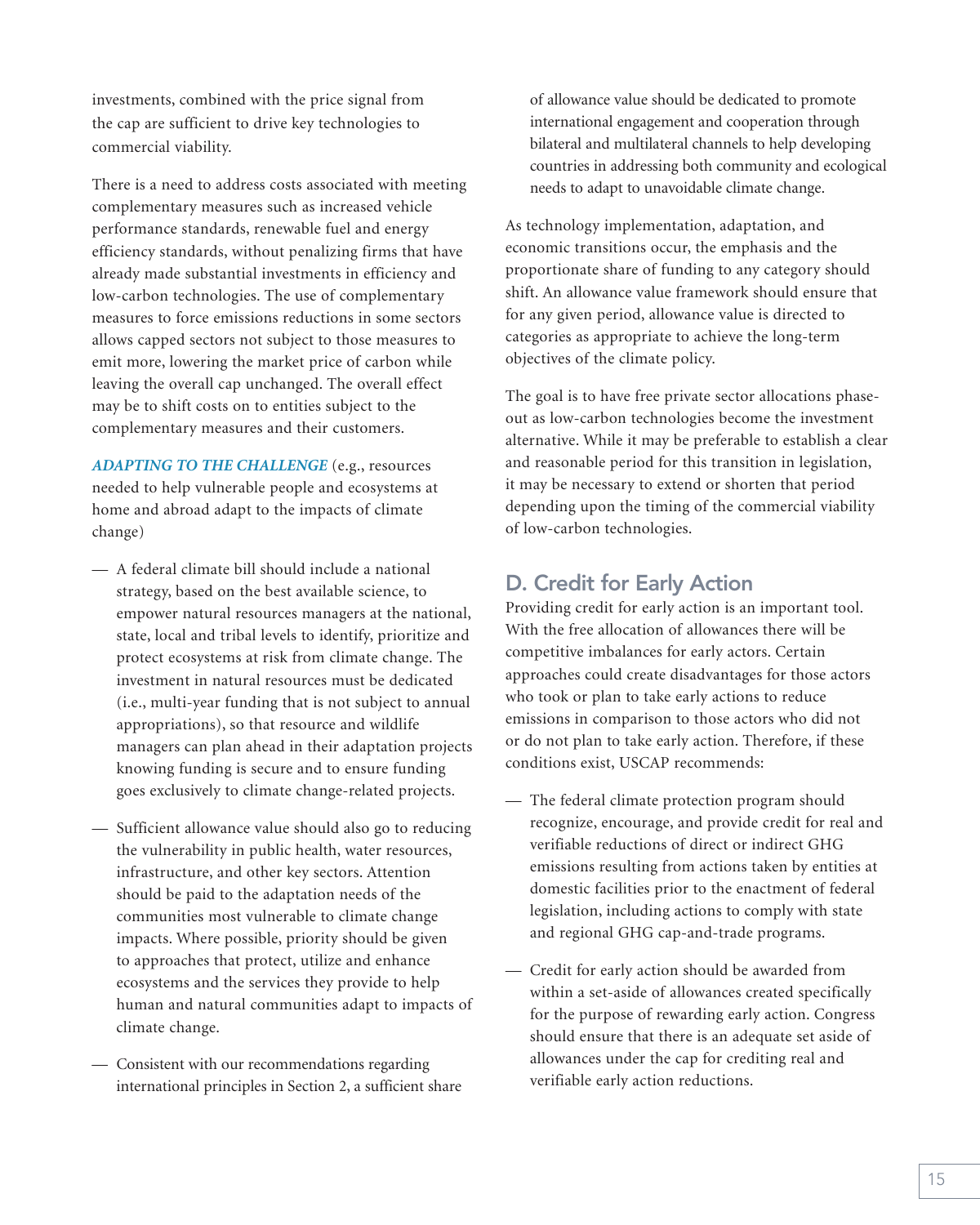investments, combined with the price signal from the cap are sufficient to drive key technologies to commercial viability.

There is a need to address costs associated with meeting complementary measures such as increased vehicle performance standards, renewable fuel and energy efficiency standards, without penalizing firms that have already made substantial investments in efficiency and low-carbon technologies. The use of complementary measures to force emissions reductions in some sectors allows capped sectors not subject to those measures to emit more, lowering the market price of carbon while leaving the overall cap unchanged. The overall effect may be to shift costs on to entities subject to the complementary measures and their customers.

***ADAPTING TO THE CHALLENGE*** (e.g., resources needed to help vulnerable people and ecosystems at home and abroad adapt to the impacts of climate change)

- A federal climate bill should include a national strategy, based on the best available science, to empower natural resources managers at the national, state, local and tribal levels to identify, prioritize and protect ecosystems at risk from climate change. The investment in natural resources must be dedicated (i.e., multi-year funding that is not subject to annual appropriations), so that resource and wildlife managers can plan ahead in their adaptation projects knowing funding is secure and to ensure funding goes exclusively to climate change-related projects.
- Sufficient allowance value should also go to reducing the vulnerability in public health, water resources, infrastructure, and other key sectors. Attention should be paid to the adaptation needs of the communities most vulnerable to climate change impacts. Where possible, priority should be given to approaches that protect, utilize and enhance ecosystems and the services they provide to help human and natural communities adapt to impacts of climate change.
- Consistent with our recommendations regarding international principles in Section 2, a sufficient share of allowance value should be dedicated to promote international engagement and cooperation through bilateral and multilateral channels to help developing countries in addressing both community and ecological needs to adapt to unavoidable climate change.

As technology implementation, adaptation, and economic transitions occur, the emphasis and the proportionate share of funding to any category should shift. An allowance value framework should ensure that for any given period, allowance value is directed to categories as appropriate to achieve the long-term objectives of the climate policy.

The goal is to have free private sector allocations phase-out as low-carbon technologies become the investment alternative. While it may be preferable to establish a clear and reasonable period for this transition in legislation, it may be necessary to extend or shorten that period depending upon the timing of the commercial viability of low-carbon technologies.

## D. Credit for Early Action

Providing credit for early action is an important tool. With the free allocation of allowances there will be competitive imbalances for early actors. Certain approaches could create disadvantages for those actors who took or plan to take early actions to reduce emissions in comparison to those actors who did not or do not plan to take early action. Therefore, if these conditions exist, USCAP recommends:

- The federal climate protection program should recognize, encourage, and provide credit for real and verifiable reductions of direct or indirect GHG emissions resulting from actions taken by entities at domestic facilities prior to the enactment of federal legislation, including actions to comply with state and regional GHG cap-and-trade programs.
- Credit for early action should be awarded from within a set-aside of allowances created specifically for the purpose of rewarding early action. Congress should ensure that there is an adequate set aside of allowances under the cap for crediting real and verifiable early action reductions.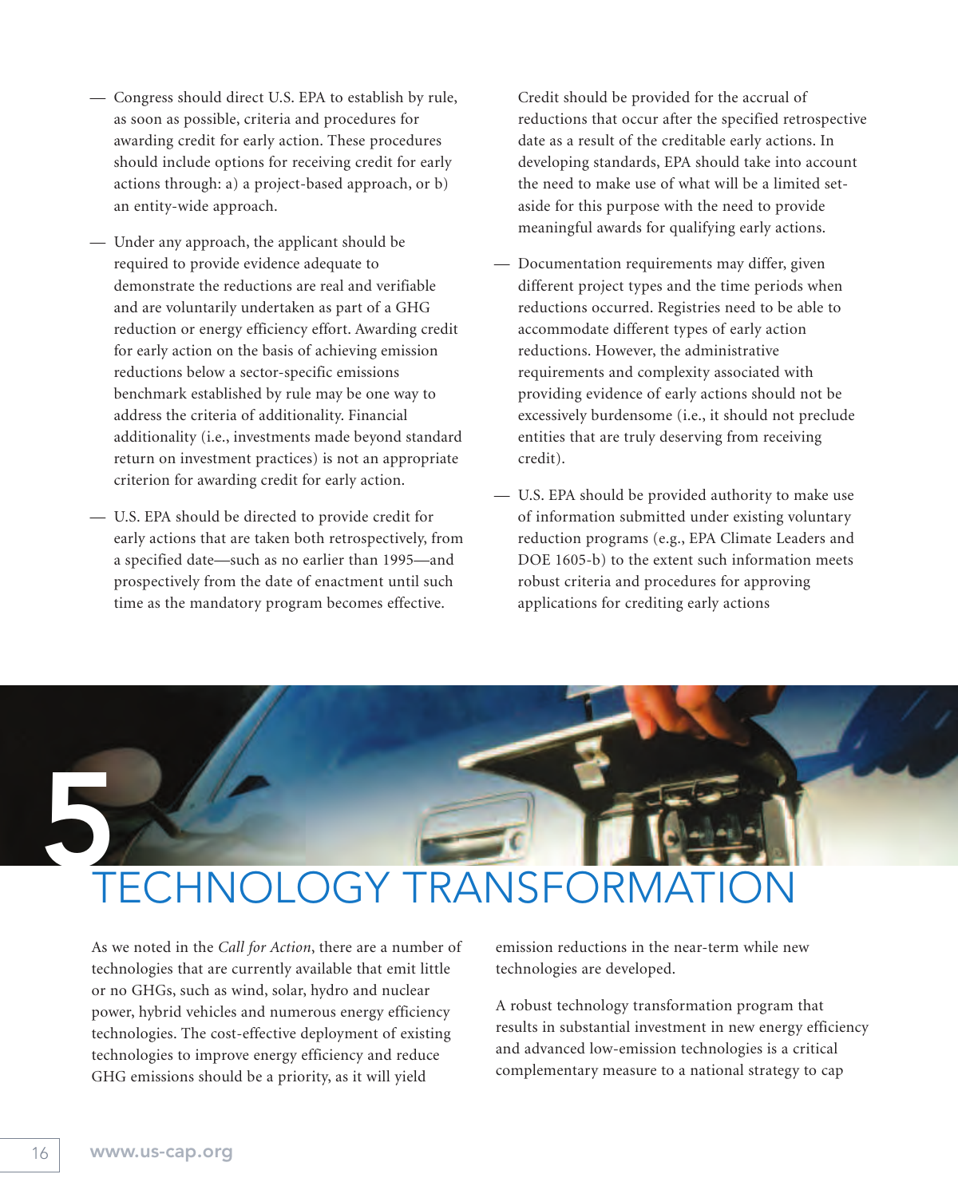- Congress should direct U.S. EPA to establish by rule, as soon as possible, criteria and procedures for awarding credit for early action. These procedures should include options for receiving credit for early actions through: a) a project-based approach, or b) an entity-wide approach.

- Under any approach, the applicant should be required to provide evidence adequate to demonstrate the reductions are real and verifiable and are voluntarily undertaken as part of a GHG reduction or energy efficiency effort. Awarding credit for early action on the basis of achieving emission reductions below a sector-specific emissions benchmark established by rule may be one way to address the criteria of additionality. Financial additionality (i.e., investments made beyond standard return on investment practices) is not an appropriate criterion for awarding credit for early action.

- U.S. EPA should be directed to provide credit for early actions that are taken both retrospectively, from a specified date—such as no earlier than 1995—and prospectively from the date of enactment until such time as the mandatory program becomes effective. Credit should be provided for the accrual of reductions that occur after the specified retrospective date as a result of the creditable early actions. In developing standards, EPA should take into account the need to make use of what will be a limited set-aside for this purpose with the need to provide meaningful awards for qualifying early actions.

- Documentation requirements may differ, given different project types and the time periods when reductions occurred. Registries need to be able to accommodate different types of early action reductions. However, the administrative requirements and complexity associated with providing evidence of early actions should not be excessively burdensome (i.e., it should not preclude entities that are truly deserving from receiving credit).

- U.S. EPA should be provided authority to make use of information submitted under existing voluntary reduction programs (e.g., EPA Climate Leaders and DOE 1605-b) to the extent such information meets robust criteria and procedures for approving applications for crediting early actions

# 5 TECHNOLOGY TRANSFORMATION

As we noted in the *Call for Action*, there are a number of technologies that are currently available that emit little or no GHGs, such as wind, solar, hydro and nuclear power, hybrid vehicles and numerous energy efficiency technologies. The cost-effective deployment of existing technologies to improve energy efficiency and reduce GHG emissions should be a priority, as it will yield emission reductions in the near-term while new technologies are developed.

A robust technology transformation program that results in substantial investment in new energy efficiency and advanced low-emission technologies is a critical complementary measure to a national strategy to cap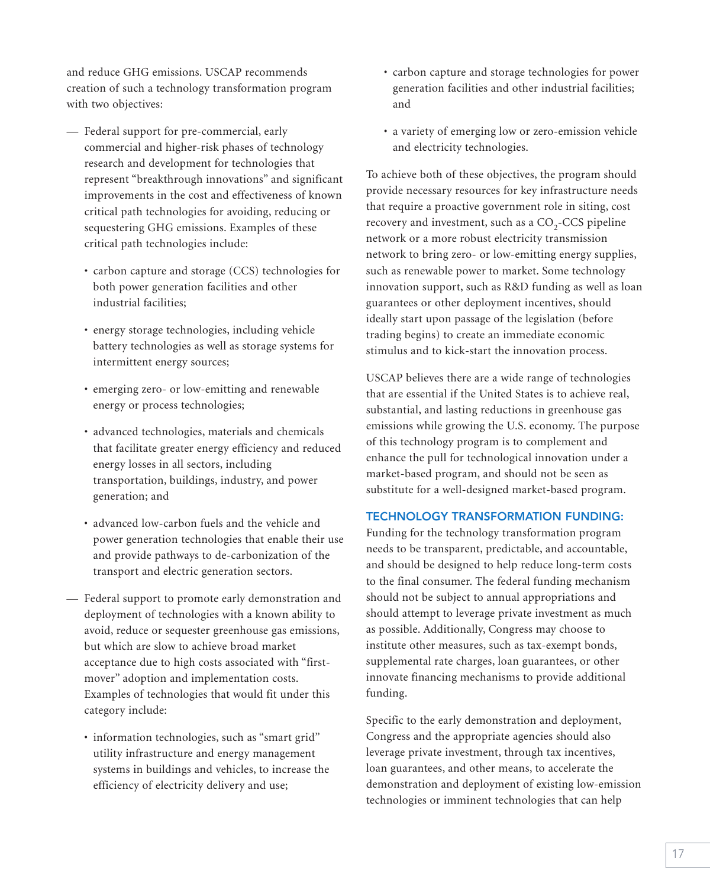and reduce GHG emissions. USCAP recommends creation of such a technology transformation program with two objectives:

— Federal support for pre-commercial, early commercial and higher-risk phases of technology research and development for technologies that represent "breakthrough innovations" and significant improvements in the cost and effectiveness of known critical path technologies for avoiding, reducing or sequestering GHG emissions. Examples of these critical path technologies include:

  - carbon capture and storage (CCS) technologies for both power generation facilities and other industrial facilities;
  - energy storage technologies, including vehicle battery technologies as well as storage systems for intermittent energy sources;
  - emerging zero- or low-emitting and renewable energy or process technologies;
  - advanced technologies, materials and chemicals that facilitate greater energy efficiency and reduced energy losses in all sectors, including transportation, buildings, industry, and power generation; and
  - advanced low-carbon fuels and the vehicle and power generation technologies that enable their use and provide pathways to de-carbonization of the transport and electric generation sectors.

— Federal support to promote early demonstration and deployment of technologies with a known ability to avoid, reduce or sequester greenhouse gas emissions, but which are slow to achieve broad market acceptance due to high costs associated with "first-mover" adoption and implementation costs. Examples of technologies that would fit under this category include:

  - information technologies, such as "smart grid" utility infrastructure and energy management systems in buildings and vehicles, to increase the efficiency of electricity delivery and use;
  - carbon capture and storage technologies for power generation facilities and other industrial facilities; and
  - a variety of emerging low or zero-emission vehicle and electricity technologies.

To achieve both of these objectives, the program should provide necessary resources for key infrastructure needs that require a proactive government role in siting, cost recovery and investment, such as a $CO_2$-CCS pipeline network or a more robust electricity transmission network to bring zero- or low-emitting energy supplies, such as renewable power to market. Some technology innovation support, such as R&D funding as well as loan guarantees or other deployment incentives, should ideally start upon passage of the legislation (before trading begins) to create an immediate economic stimulus and to kick-start the innovation process.

USCAP believes there are a wide range of technologies that are essential if the United States is to achieve real, substantial, and lasting reductions in greenhouse gas emissions while growing the U.S. economy. The purpose of this technology program is to complement and enhance the pull for technological innovation under a market-based program, and should not be seen as substitute for a well-designed market-based program.

### TECHNOLOGY TRANSFORMATION FUNDING:

Funding for the technology transformation program needs to be transparent, predictable, and accountable, and should be designed to help reduce long-term costs to the final consumer. The federal funding mechanism should not be subject to annual appropriations and should attempt to leverage private investment as much as possible. Additionally, Congress may choose to institute other measures, such as tax-exempt bonds, supplemental rate charges, loan guarantees, or other innovate financing mechanisms to provide additional funding.

Specific to the early demonstration and deployment, Congress and the appropriate agencies should also leverage private investment, through tax incentives, loan guarantees, and other means, to accelerate the demonstration and deployment of existing low-emission technologies or imminent technologies that can help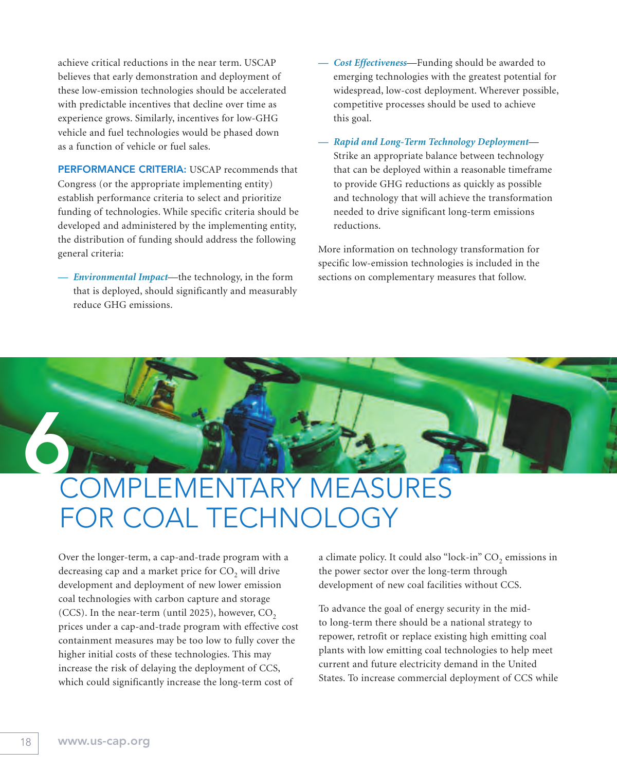achieve critical reductions in the near term. USCAP believes that early demonstration and deployment of these low-emission technologies should be accelerated with predictable incentives that decline over time as experience grows. Similarly, incentives for low-GHG vehicle and fuel technologies would be phased down as a function of vehicle or fuel sales.

**PERFORMANCE CRITERIA:** USCAP recommends that Congress (or the appropriate implementing entity) establish performance criteria to select and prioritize funding of technologies. While specific criteria should be developed and administered by the implementing entity, the distribution of funding should address the following general criteria:

- ***Environmental Impact***—the technology, in the form that is deployed, should significantly and measurably reduce GHG emissions.
- ***Cost Effectiveness***—Funding should be awarded to emerging technologies with the greatest potential for widespread, low-cost deployment. Wherever possible, competitive processes should be used to achieve this goal.
- ***Rapid and Long-Term Technology Deployment***—Strike an appropriate balance between technology that can be deployed within a reasonable timeframe to provide GHG reductions as quickly as possible and technology that will achieve the transformation needed to drive significant long-term emissions reductions.

More information on technology transformation for specific low-emission technologies is included in the sections on complementary measures that follow.

# 6 COMPLEMENTARY MEASURES FOR COAL TECHNOLOGY

Over the longer-term, a cap-and-trade program with a decreasing cap and a market price for $CO_2$ will drive development and deployment of new lower emission coal technologies with carbon capture and storage (CCS). In the near-term (until 2025), however, $CO_2$ prices under a cap-and-trade program with effective cost containment measures may be too low to fully cover the higher initial costs of these technologies. This may increase the risk of delaying the deployment of CCS, which could significantly increase the long-term cost of a climate policy. It could also "lock-in" $CO_2$ emissions in the power sector over the long-term through development of new coal facilities without CCS.

To advance the goal of energy security in the mid- to long-term there should be a national strategy to repower, retrofit or replace existing high emitting coal plants with low emitting coal technologies to help meet current and future electricity demand in the United States. To increase commercial deployment of CCS while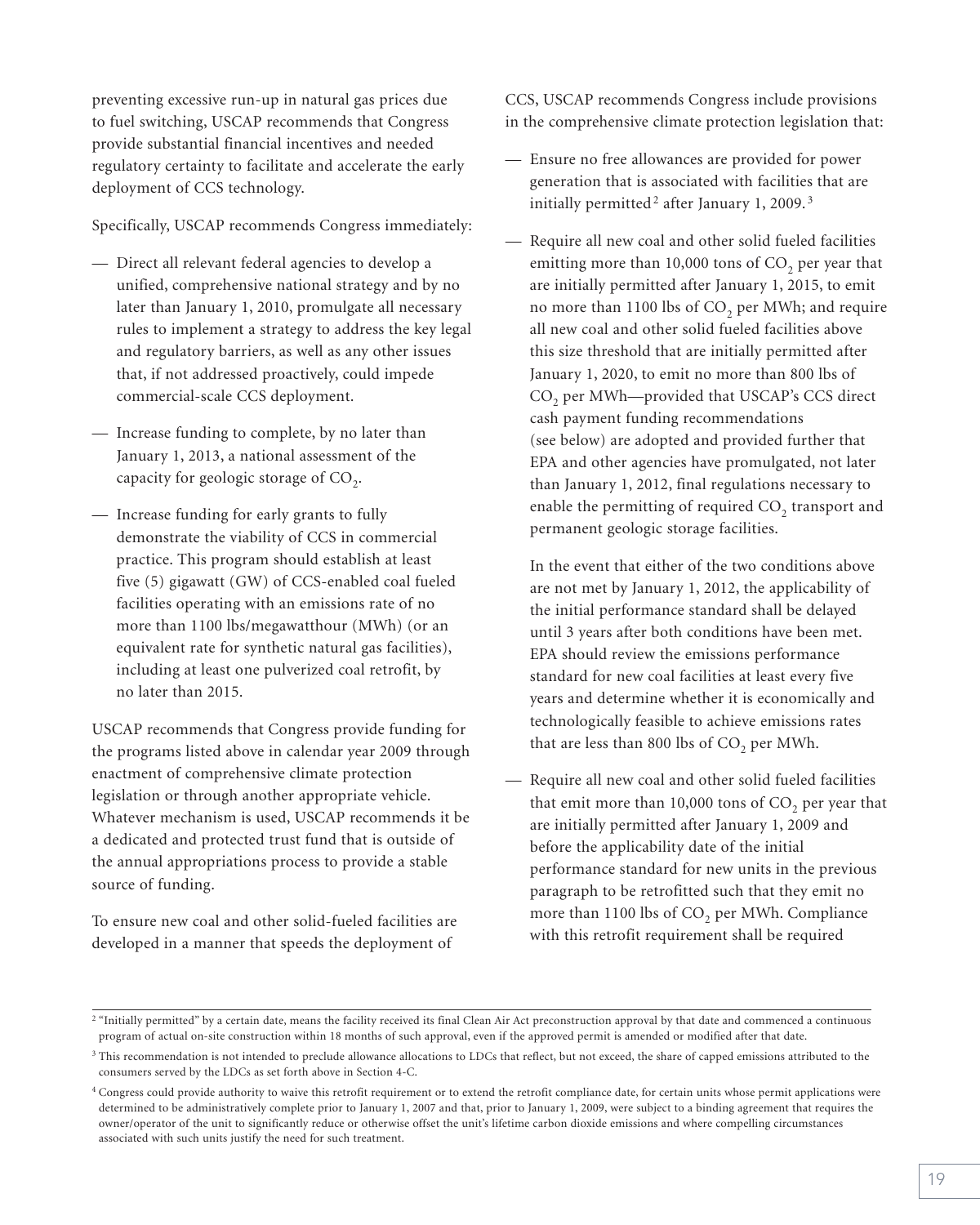preventing excessive run-up in natural gas prices due to fuel switching, USCAP recommends that Congress provide substantial financial incentives and needed regulatory certainty to facilitate and accelerate the early deployment of CCS technology.

Specifically, USCAP recommends Congress immediately:

- Direct all relevant federal agencies to develop a unified, comprehensive national strategy and by no later than January 1, 2010, promulgate all necessary rules to implement a strategy to address the key legal and regulatory barriers, as well as any other issues that, if not addressed proactively, could impede commercial-scale CCS deployment.
- Increase funding to complete, by no later than January 1, 2013, a national assessment of the capacity for geologic storage of $CO_2$.
- Increase funding for early grants to fully demonstrate the viability of CCS in commercial practice. This program should establish at least five (5) gigawatt (GW) of CCS-enabled coal fueled facilities operating with an emissions rate of no more than 1100 lbs/megawatthour (MWh) (or an equivalent rate for synthetic natural gas facilities), including at least one pulverized coal retrofit, by no later than 2015.

USCAP recommends that Congress provide funding for the programs listed above in calendar year 2009 through enactment of comprehensive climate protection legislation or through another appropriate vehicle. Whatever mechanism is used, USCAP recommends it be a dedicated and protected trust fund that is outside of the annual appropriations process to provide a stable source of funding.

To ensure new coal and other solid-fueled facilities are developed in a manner that speeds the deployment of CCS, USCAP recommends Congress include provisions in the comprehensive climate protection legislation that:

- Ensure no free allowances are provided for power generation that is associated with facilities that are initially permitted[2] after January 1, 2009.[3]
- Require all new coal and other solid fueled facilities emitting more than 10,000 tons of $CO_2$ per year that are initially permitted after January 1, 2015, to emit no more than 1100 lbs of $CO_2$ per MWh; and require all new coal and other solid fueled facilities above this size threshold that are initially permitted after January 1, 2020, to emit no more than 800 lbs of $CO_2$ per MWh—provided that USCAP's CCS direct cash payment funding recommendations (see below) are adopted and provided further that EPA and other agencies have promulgated, not later than January 1, 2012, final regulations necessary to enable the permitting of required $CO_2$ transport and permanent geologic storage facilities.

  In the event that either of the two conditions above are not met by January 1, 2012, the applicability of the initial performance standard shall be delayed until 3 years after both conditions have been met. EPA should review the emissions performance standard for new coal facilities at least every five years and determine whether it is economically and technologically feasible to achieve emissions rates that are less than 800 lbs of $CO_2$ per MWh.
- Require all new coal and other solid fueled facilities that emit more than 10,000 tons of $CO_2$ per year that are initially permitted after January 1, 2009 and before the applicability date of the initial performance standard for new units in the previous paragraph to be retrofitted such that they emit no more than 1100 lbs of $CO_2$ per MWh. Compliance with this retrofit requirement shall be required

---

[2] "Initially permitted" by a certain date, means the facility received its final Clean Air Act preconstruction approval by that date and commenced a continuous program of actual on-site construction within 18 months of such approval, even if the approved permit is amended or modified after that date.

[3] This recommendation is not intended to preclude allowance allocations to LDCs that reflect, but not exceed, the share of capped emissions attributed to the consumers served by the LDCs as set forth above in Section 4-C.

[4] Congress could provide authority to waive this retrofit requirement or to extend the retrofit compliance date, for certain units whose permit applications were determined to be administratively complete prior to January 1, 2007 and that, prior to January 1, 2009, were subject to a binding agreement that requires the owner/operator of the unit to significantly reduce or otherwise offset the unit's lifetime carbon dioxide emissions and where compelling circumstances associated with such units justify the need for such treatment.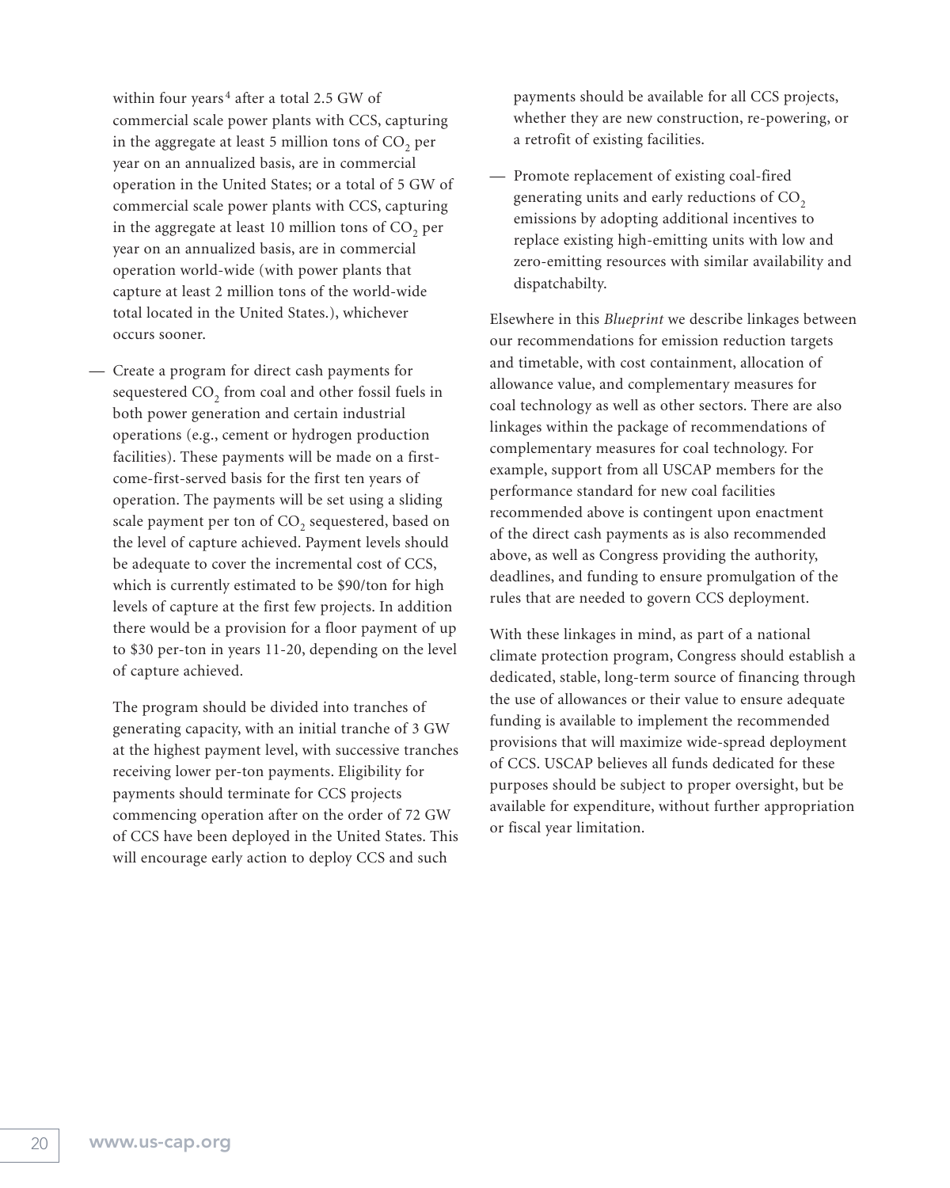within four years[4] after a total 2.5 GW of commercial scale power plants with CCS, capturing in the aggregate at least 5 million tons of $CO_2$ per year on an annualized basis, are in commercial operation in the United States; or a total of 5 GW of commercial scale power plants with CCS, capturing in the aggregate at least 10 million tons of $CO_2$ per year on an annualized basis, are in commercial operation world-wide (with power plants that capture at least 2 million tons of the world-wide total located in the United States.), whichever occurs sooner.

- Create a program for direct cash payments for sequestered $CO_2$ from coal and other fossil fuels in both power generation and certain industrial operations (e.g., cement or hydrogen production facilities). These payments will be made on a first-come-first-served basis for the first ten years of operation. The payments will be set using a sliding scale payment per ton of $CO_2$ sequestered, based on the level of capture achieved. Payment levels should be adequate to cover the incremental cost of CCS, which is currently estimated to be $90/ton for high levels of capture at the first few projects. In addition there would be a provision for a floor payment of up to $30 per-ton in years 11-20, depending on the level of capture achieved.

  The program should be divided into tranches of generating capacity, with an initial tranche of 3 GW at the highest payment level, with successive tranches receiving lower per-ton payments. Eligibility for payments should terminate for CCS projects commencing operation after on the order of 72 GW of CCS have been deployed in the United States. This will encourage early action to deploy CCS and such payments should be available for all CCS projects, whether they are new construction, re-powering, or a retrofit of existing facilities.

- Promote replacement of existing coal-fired generating units and early reductions of $CO_2$ emissions by adopting additional incentives to replace existing high-emitting units with low and zero-emitting resources with similar availability and dispatchabilty.

Elsewhere in this *Blueprint* we describe linkages between our recommendations for emission reduction targets and timetable, with cost containment, allocation of allowance value, and complementary measures for coal technology as well as other sectors. There are also linkages within the package of recommendations of complementary measures for coal technology. For example, support from all USCAP members for the performance standard for new coal facilities recommended above is contingent upon enactment of the direct cash payments as is also recommended above, as well as Congress providing the authority, deadlines, and funding to ensure promulgation of the rules that are needed to govern CCS deployment.

With these linkages in mind, as part of a national climate protection program, Congress should establish a dedicated, stable, long-term source of financing through the use of allowances or their value to ensure adequate funding is available to implement the recommended provisions that will maximize wide-spread deployment of CCS. USCAP believes all funds dedicated for these purposes should be subject to proper oversight, but be available for expenditure, without further appropriation or fiscal year limitation.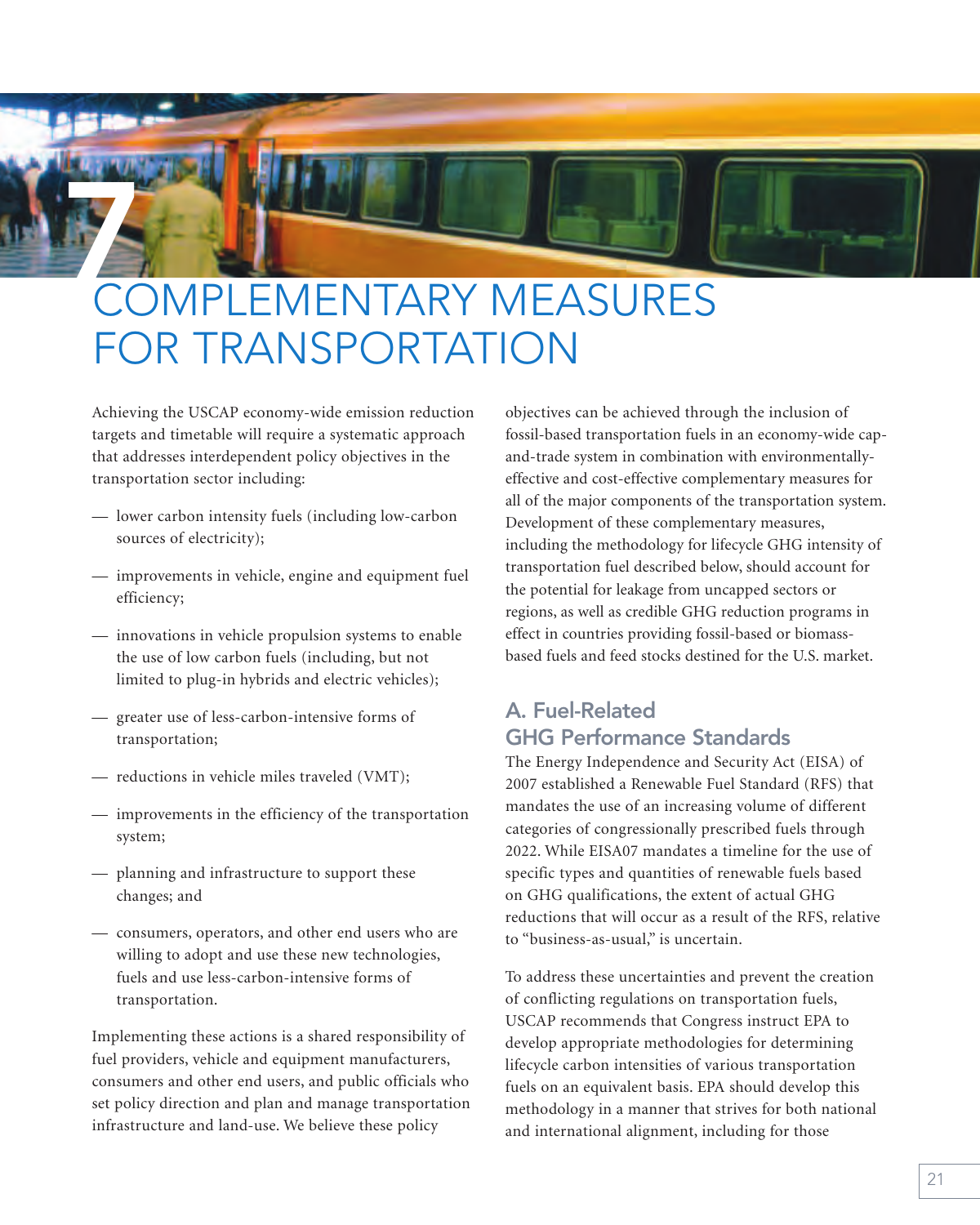# 7 COMPLEMENTARY MEASURES FOR TRANSPORTATION

Achieving the USCAP economy-wide emission reduction targets and timetable will require a systematic approach that addresses interdependent policy objectives in the transportation sector including:

- lower carbon intensity fuels (including low-carbon sources of electricity);
- improvements in vehicle, engine and equipment fuel efficiency;
- innovations in vehicle propulsion systems to enable the use of low carbon fuels (including, but not limited to plug-in hybrids and electric vehicles);
- greater use of less-carbon-intensive forms of transportation;
- reductions in vehicle miles traveled (VMT);
- improvements in the efficiency of the transportation system;
- planning and infrastructure to support these changes; and
- consumers, operators, and other end users who are willing to adopt and use these new technologies, fuels and use less-carbon-intensive forms of transportation.

Implementing these actions is a shared responsibility of fuel providers, vehicle and equipment manufacturers, consumers and other end users, and public officials who set policy direction and plan and manage transportation infrastructure and land-use. We believe these policy objectives can be achieved through the inclusion of fossil-based transportation fuels in an economy-wide cap-and-trade system in combination with environmentally-effective and cost-effective complementary measures for all of the major components of the transportation system. Development of these complementary measures, including the methodology for lifecycle GHG intensity of transportation fuel described below, should account for the potential for leakage from uncapped sectors or regions, as well as credible GHG reduction programs in effect in countries providing fossil-based or biomass-based fuels and feed stocks destined for the U.S. market.

## A. Fuel-Related GHG Performance Standards

The Energy Independence and Security Act (EISA) of 2007 established a Renewable Fuel Standard (RFS) that mandates the use of an increasing volume of different categories of congressionally prescribed fuels through 2022. While EISA07 mandates a timeline for the use of specific types and quantities of renewable fuels based on GHG qualifications, the extent of actual GHG reductions that will occur as a result of the RFS, relative to "business-as-usual," is uncertain.

To address these uncertainties and prevent the creation of conflicting regulations on transportation fuels, USCAP recommends that Congress instruct EPA to develop appropriate methodologies for determining lifecycle carbon intensities of various transportation fuels on an equivalent basis. EPA should develop this methodology in a manner that strives for both national and international alignment, including for those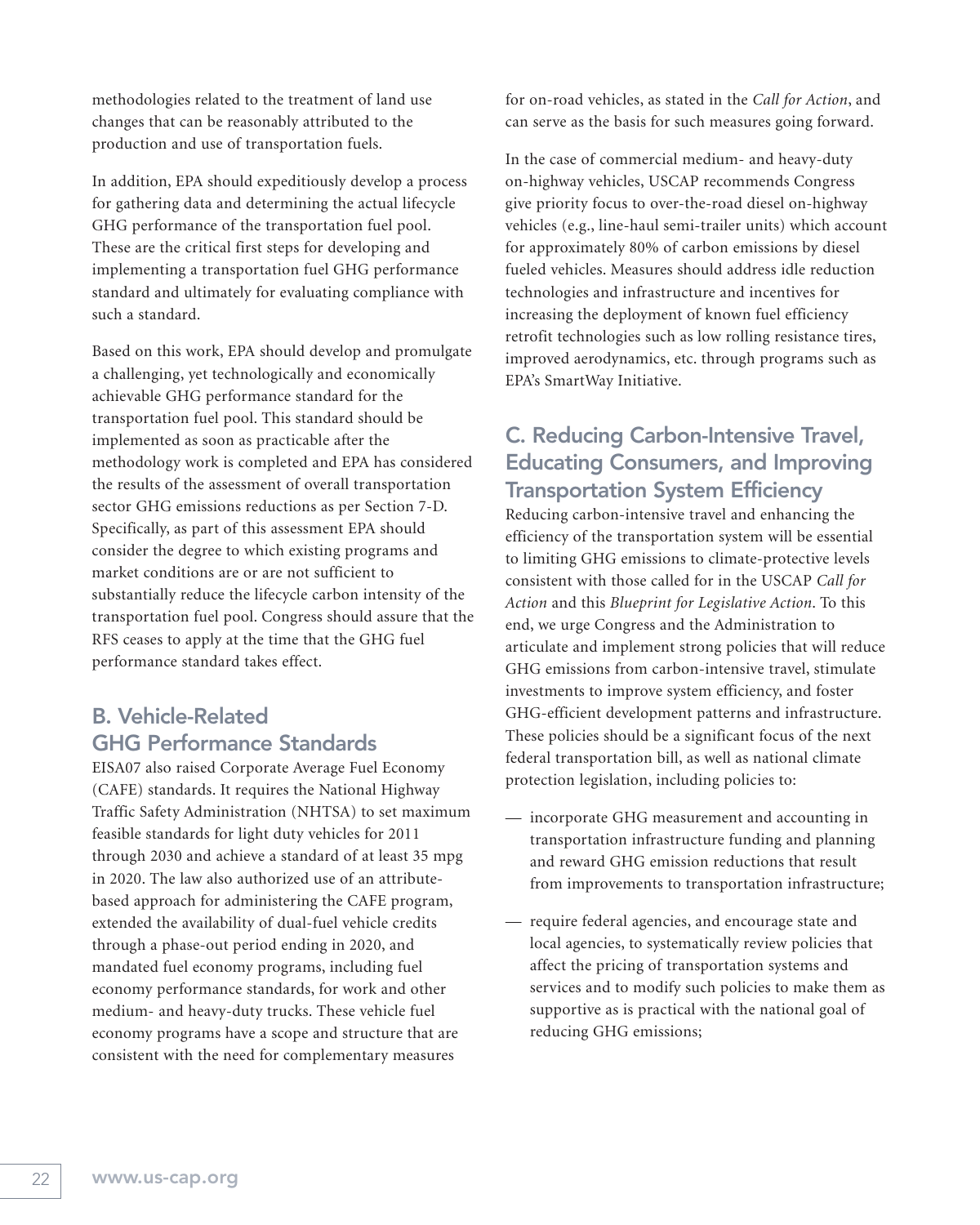methodologies related to the treatment of land use changes that can be reasonably attributed to the production and use of transportation fuels.

In addition, EPA should expeditiously develop a process for gathering data and determining the actual lifecycle GHG performance of the transportation fuel pool. These are the critical first steps for developing and implementing a transportation fuel GHG performance standard and ultimately for evaluating compliance with such a standard.

Based on this work, EPA should develop and promulgate a challenging, yet technologically and economically achievable GHG performance standard for the transportation fuel pool. This standard should be implemented as soon as practicable after the methodology work is completed and EPA has considered the results of the assessment of overall transportation sector GHG emissions reductions as per Section 7-D. Specifically, as part of this assessment EPA should consider the degree to which existing programs and market conditions are or are not sufficient to substantially reduce the lifecycle carbon intensity of the transportation fuel pool. Congress should assure that the RFS ceases to apply at the time that the GHG fuel performance standard takes effect.

## B. Vehicle-Related GHG Performance Standards

EISA07 also raised Corporate Average Fuel Economy (CAFE) standards. It requires the National Highway Traffic Safety Administration (NHTSA) to set maximum feasible standards for light duty vehicles for 2011 through 2030 and achieve a standard of at least 35 mpg in 2020. The law also authorized use of an attribute-based approach for administering the CAFE program, extended the availability of dual-fuel vehicle credits through a phase-out period ending in 2020, and mandated fuel economy programs, including fuel economy performance standards, for work and other medium- and heavy-duty trucks. These vehicle fuel economy programs have a scope and structure that are consistent with the need for complementary measures for on-road vehicles, as stated in the *Call for Action*, and can serve as the basis for such measures going forward.

In the case of commercial medium- and heavy-duty on-highway vehicles, USCAP recommends Congress give priority focus to over-the-road diesel on-highway vehicles (e.g., line-haul semi-trailer units) which account for approximately 80% of carbon emissions by diesel fueled vehicles. Measures should address idle reduction technologies and infrastructure and incentives for increasing the deployment of known fuel efficiency retrofit technologies such as low rolling resistance tires, improved aerodynamics, etc. through programs such as EPA's SmartWay Initiative.

## C. Reducing Carbon-Intensive Travel, Educating Consumers, and Improving Transportation System Efficiency

Reducing carbon-intensive travel and enhancing the efficiency of the transportation system will be essential to limiting GHG emissions to climate-protective levels consistent with those called for in the USCAP *Call for Action* and this *Blueprint for Legislative Action*. To this end, we urge Congress and the Administration to articulate and implement strong policies that will reduce GHG emissions from carbon-intensive travel, stimulate investments to improve system efficiency, and foster GHG-efficient development patterns and infrastructure. These policies should be a significant focus of the next federal transportation bill, as well as national climate protection legislation, including policies to:

- incorporate GHG measurement and accounting in transportation infrastructure funding and planning and reward GHG emission reductions that result from improvements to transportation infrastructure;
- require federal agencies, and encourage state and local agencies, to systematically review policies that affect the pricing of transportation systems and services and to modify such policies to make them as supportive as is practical with the national goal of reducing GHG emissions;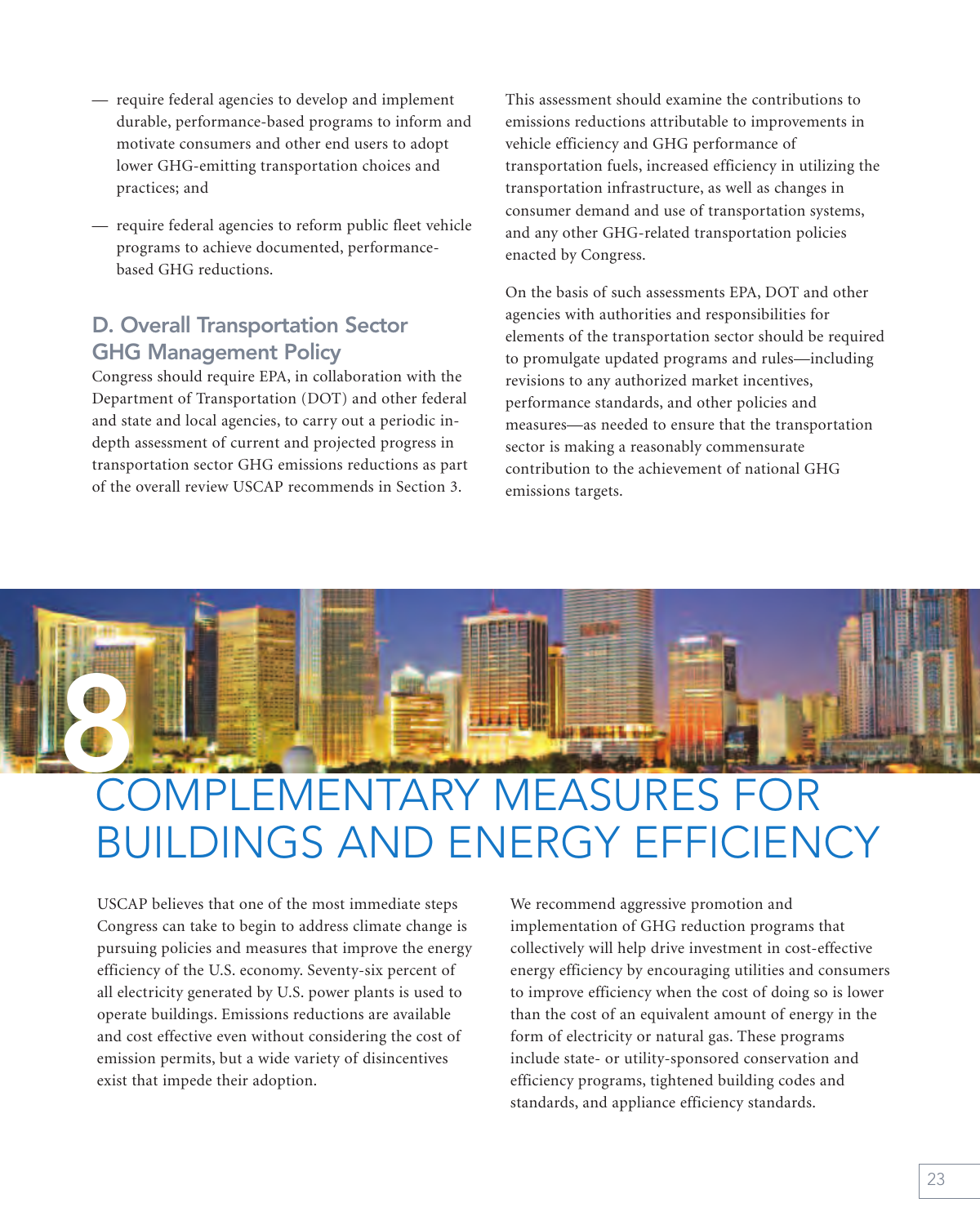— require federal agencies to develop and implement durable, performance-based programs to inform and motivate consumers and other end users to adopt lower GHG-emitting transportation choices and practices; and

— require federal agencies to reform public fleet vehicle programs to achieve documented, performance-based GHG reductions.

### D. Overall Transportation Sector GHG Management Policy

Congress should require EPA, in collaboration with the Department of Transportation (DOT) and other federal and state and local agencies, to carry out a periodic in-depth assessment of current and projected progress in transportation sector GHG emissions reductions as part of the overall review USCAP recommends in Section 3. This assessment should examine the contributions to emissions reductions attributable to improvements in vehicle efficiency and GHG performance of transportation fuels, increased efficiency in utilizing the transportation infrastructure, as well as changes in consumer demand and use of transportation systems, and any other GHG-related transportation policies enacted by Congress.

On the basis of such assessments EPA, DOT and other agencies with authorities and responsibilities for elements of the transportation sector should be required to promulgate updated programs and rules—including revisions to any authorized market incentives, performance standards, and other policies and measures—as needed to ensure that the transportation sector is making a reasonably commensurate contribution to the achievement of national GHG emissions targets.

# 8 COMPLEMENTARY MEASURES FOR BUILDINGS AND ENERGY EFFICIENCY

USCAP believes that one of the most immediate steps Congress can take to begin to address climate change is pursuing policies and measures that improve the energy efficiency of the U.S. economy. Seventy-six percent of all electricity generated by U.S. power plants is used to operate buildings. Emissions reductions are available and cost effective even without considering the cost of emission permits, but a wide variety of disincentives exist that impede their adoption.

We recommend aggressive promotion and implementation of GHG reduction programs that collectively will help drive investment in cost-effective energy efficiency by encouraging utilities and consumers to improve efficiency when the cost of doing so is lower than the cost of an equivalent amount of energy in the form of electricity or natural gas. These programs include state- or utility-sponsored conservation and efficiency programs, tightened building codes and standards, and appliance efficiency standards.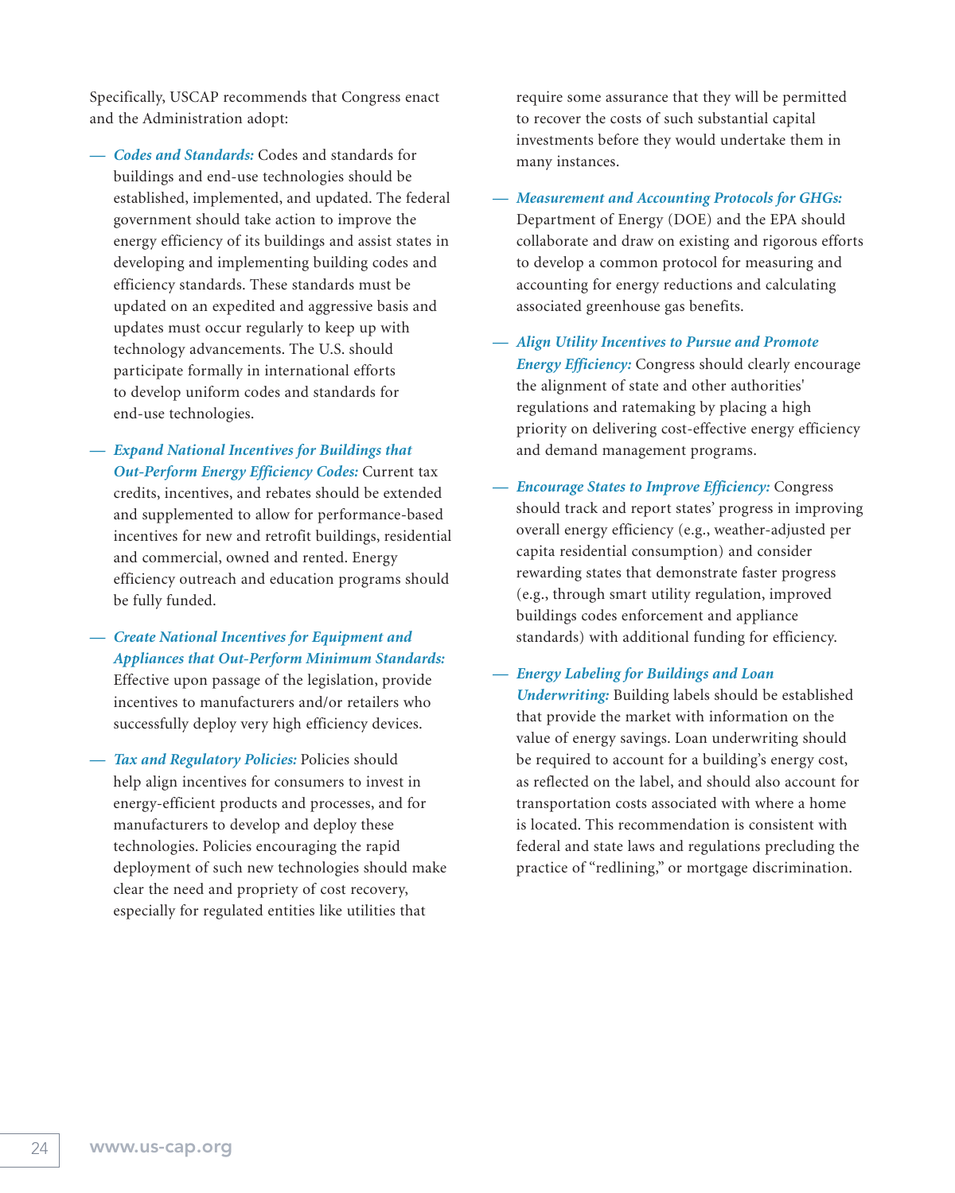Specifically, USCAP recommends that Congress enact and the Administration adopt:

- ***Codes and Standards:*** Codes and standards for buildings and end-use technologies should be established, implemented, and updated. The federal government should take action to improve the energy efficiency of its buildings and assist states in developing and implementing building codes and efficiency standards. These standards must be updated on an expedited and aggressive basis and updates must occur regularly to keep up with technology advancements. The U.S. should participate formally in international efforts to develop uniform codes and standards for end-use technologies.

- ***Expand National Incentives for Buildings that Out-Perform Energy Efficiency Codes:*** Current tax credits, incentives, and rebates should be extended and supplemented to allow for performance-based incentives for new and retrofit buildings, residential and commercial, owned and rented. Energy efficiency outreach and education programs should be fully funded.

- ***Create National Incentives for Equipment and Appliances that Out-Perform Minimum Standards:*** Effective upon passage of the legislation, provide incentives to manufacturers and/or retailers who successfully deploy very high efficiency devices.

- ***Tax and Regulatory Policies:*** Policies should help align incentives for consumers to invest in energy-efficient products and processes, and for manufacturers to develop and deploy these technologies. Policies encouraging the rapid deployment of such new technologies should make clear the need and propriety of cost recovery, especially for regulated entities like utilities that require some assurance that they will be permitted to recover the costs of such substantial capital investments before they would undertake them in many instances.

- ***Measurement and Accounting Protocols for GHGs:*** Department of Energy (DOE) and the EPA should collaborate and draw on existing and rigorous efforts to develop a common protocol for measuring and accounting for energy reductions and calculating associated greenhouse gas benefits.

- ***Align Utility Incentives to Pursue and Promote Energy Efficiency:*** Congress should clearly encourage the alignment of state and other authorities' regulations and ratemaking by placing a high priority on delivering cost-effective energy efficiency and demand management programs.

- ***Encourage States to Improve Efficiency:*** Congress should track and report states' progress in improving overall energy efficiency (e.g., weather-adjusted per capita residential consumption) and consider rewarding states that demonstrate faster progress (e.g., through smart utility regulation, improved buildings codes enforcement and appliance standards) with additional funding for efficiency.

- ***Energy Labeling for Buildings and Loan Underwriting:*** Building labels should be established that provide the market with information on the value of energy savings. Loan underwriting should be required to account for a building's energy cost, as reflected on the label, and should also account for transportation costs associated with where a home is located. This recommendation is consistent with federal and state laws and regulations precluding the practice of "redlining," or mortgage discrimination.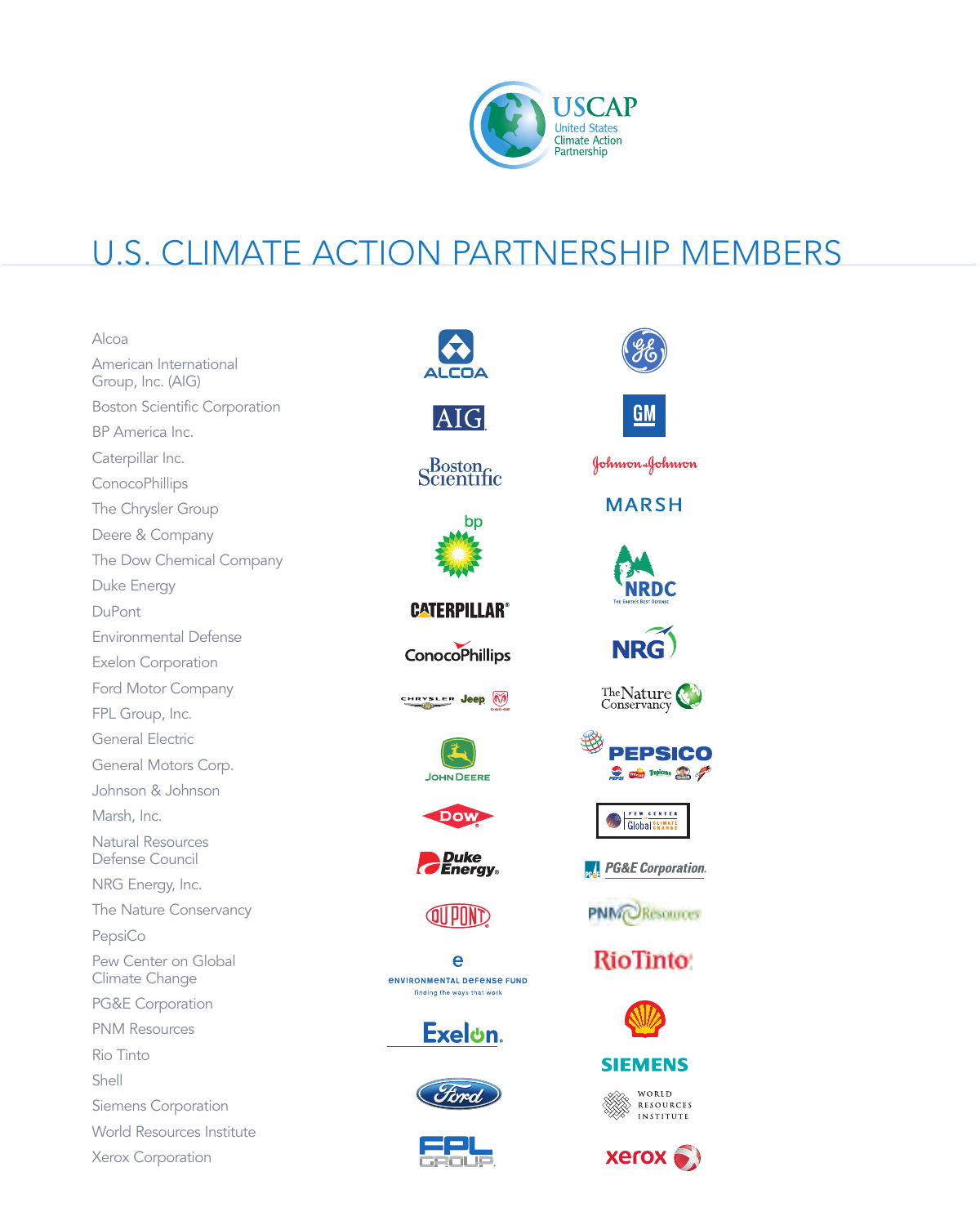# U.S. CLIMATE ACTION PARTNERSHIP MEMBERS

Alcoa

American International Group, Inc. (AIG)

Boston Scientific Corporation

BP America Inc.

Caterpillar Inc.

ConocoPhillips

The Chrysler Group

Deere & Company

The Dow Chemical Company

Duke Energy

DuPont

Environmental Defense

Exelon Corporation

Ford Motor Company

FPL Group, Inc.

General Electric

General Motors Corp.

Johnson & Johnson

Marsh, Inc.

Natural Resources Defense Council

NRG Energy, Inc.

The Nature Conservancy

PepsiCo

Pew Center on Global Climate Change

PG&E Corporation

PNM Resources

Rio Tinto

Shell

Siemens Corporation

World Resources Institute

Xerox Corporation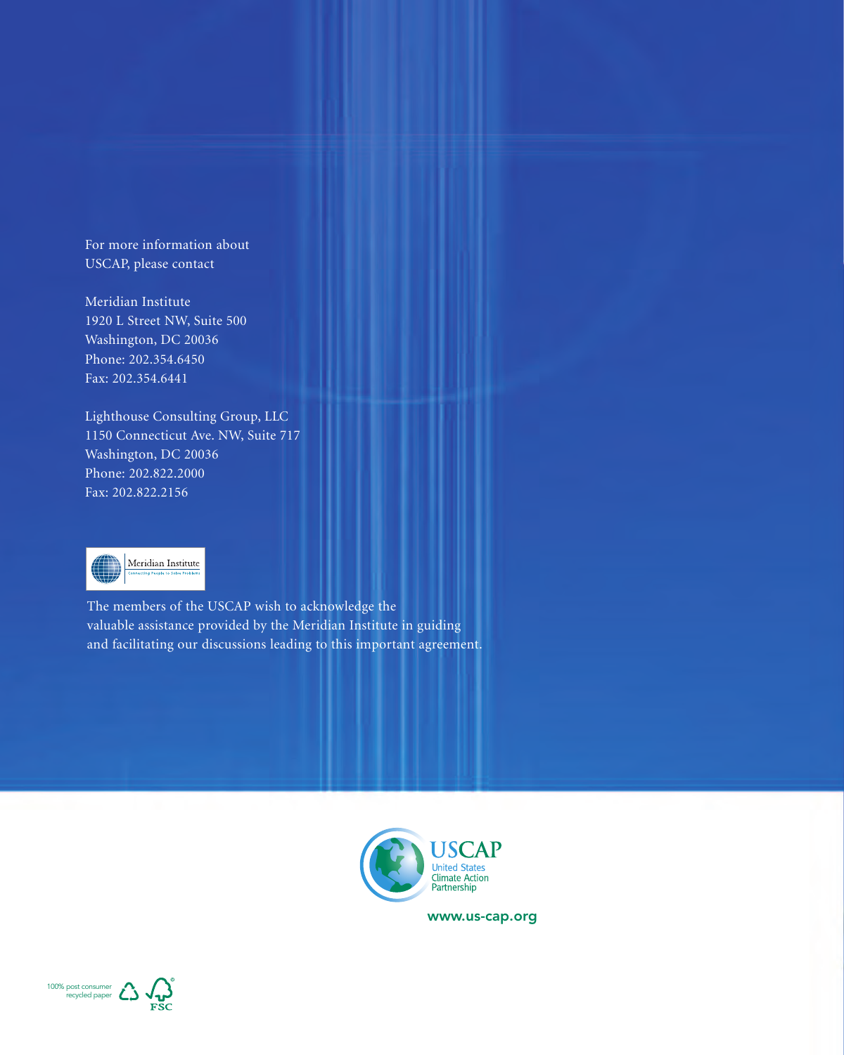For more information about
USCAP, please contact

Meridian Institute
1920 L Street NW, Suite 500
Washington, DC 20036
Phone: 202.354.6450
Fax: 202.354.6441

Lighthouse Consulting Group, LLC
1150 Connecticut Ave. NW, Suite 717
Washington, DC 20036
Phone: 202.822.2000
Fax: 202.822.2156

Meridian Institute
Connecting People to Solve Problems

The members of the USCAP wish to acknowledge the valuable assistance provided by the Meridian Institute in guiding and facilitating our discussions leading to this important agreement.

USCAP
United States
Climate Action
Partnership

www.us-cap.org

100% post consumer recycled paper

FSC